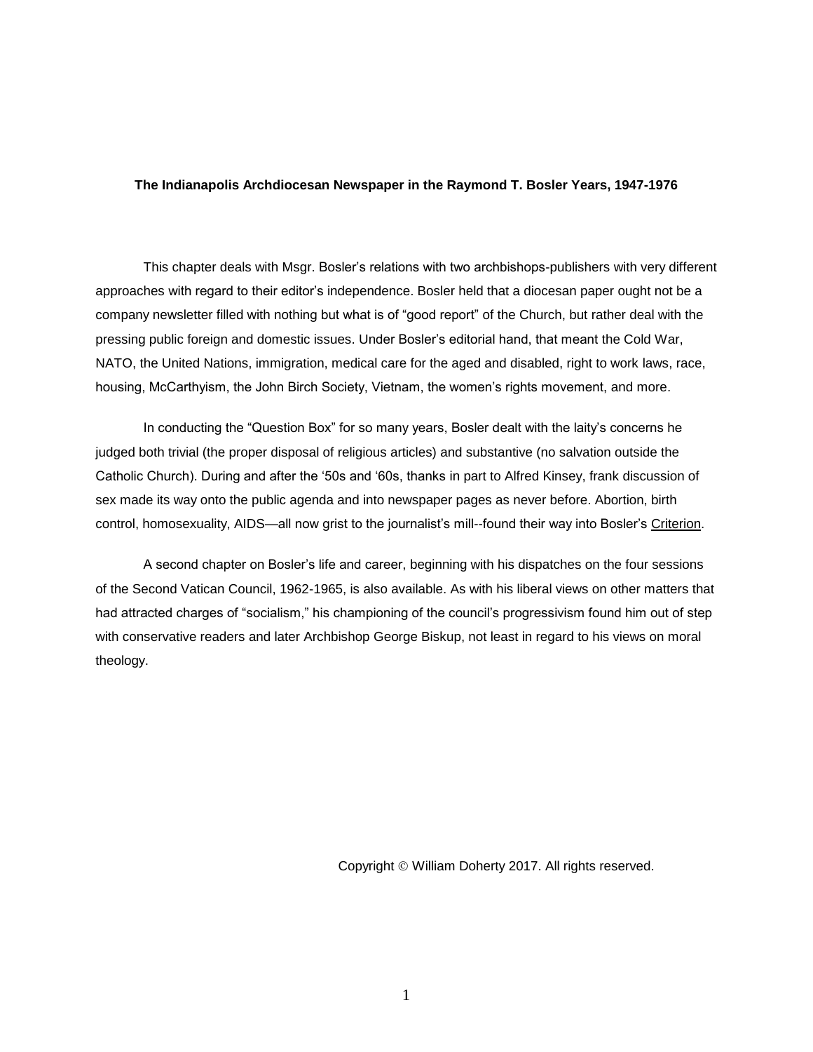**The Indianapolis Archdiocesan Newspaper in the Raymond T. Bosler Years, 1947-1976**

This chapter deals with Msgr. Bosler's relations with two archbishops-publishers with very different approaches with regard to their editor's independence. Bosler held that a diocesan paper ought not be a company newsletter filled with nothing but what is of "good report" of the Church, but rather deal with the pressing public foreign and domestic issues. Under Bosler's editorial hand, that meant the Cold War, NATO, the United Nations, immigration, medical care for the aged and disabled, right to work laws, race, housing, McCarthyism, the John Birch Society, Vietnam, the women's rights movement, and more.

In conducting the "Question Box" for so many years, Bosler dealt with the laity's concerns he judged both trivial (the proper disposal of religious articles) and substantive (no salvation outside the Catholic Church). During and after the '50s and '60s, thanks in part to Alfred Kinsey, frank discussion of sex made its way onto the public agenda and into newspaper pages as never before. Abortion, birth control, homosexuality, AIDS—all now grist to the journalist's mill--found their way into Bosler's Criterion.

A second chapter on Bosler's life and career, beginning with his dispatches on the four sessions of the Second Vatican Council, 1962-1965, is also available. As with his liberal views on other matters that had attracted charges of "socialism," his championing of the council's progressivism found him out of step with conservative readers and later Archbishop George Biskup, not least in regard to his views on moral theology.

Copyright © William Doherty 2017. All rights reserved.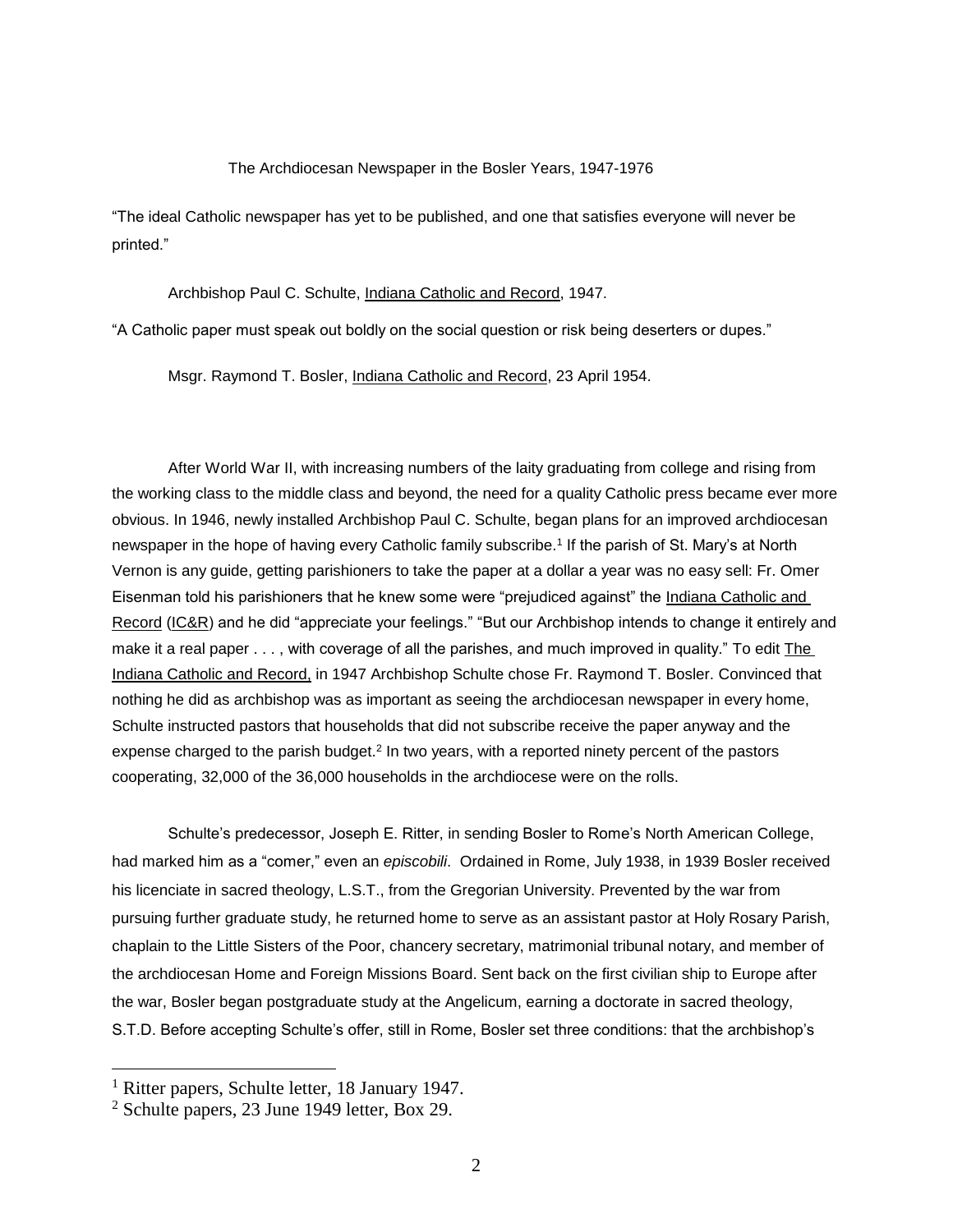# The Archdiocesan Newspaper in the Bosler Years, 1947-1976

"The ideal Catholic newspaper has yet to be published, and one that satisfies everyone will never be printed."

Archbishop Paul C. Schulte, Indiana Catholic and Record, 1947.

"A Catholic paper must speak out boldly on the social question or risk being deserters or dupes."

Msgr. Raymond T. Bosler, Indiana Catholic and Record, 23 April 1954.

After World War II, with increasing numbers of the laity graduating from college and rising from the working class to the middle class and beyond, the need for a quality Catholic press became ever more obvious. In 1946, newly installed Archbishop Paul C. Schulte, began plans for an improved archdiocesan newspaper in the hope of having every Catholic family subscribe.[1] If the parish of St. Mary's at North Vernon is any guide, getting parishioners to take the paper at a dollar a year was no easy sell: Fr. Omer Eisenman told his parishioners that he knew some were "prejudiced against" the Indiana Catholic and Record (IC&R) and he did "appreciate your feelings." "But our Archbishop intends to change it entirely and make it a real paper . . . , with coverage of all the parishes, and much improved in quality." To edit The Indiana Catholic and Record, in 1947 Archbishop Schulte chose Fr. Raymond T. Bosler. Convinced that nothing he did as archbishop was as important as seeing the archdiocesan newspaper in every home, Schulte instructed pastors that households that did not subscribe receive the paper anyway and the expense charged to the parish budget.[2] In two years, with a reported ninety percent of the pastors cooperating, 32,000 of the 36,000 households in the archdiocese were on the rolls.

Schulte's predecessor, Joseph E. Ritter, in sending Bosler to Rome's North American College, had marked him as a "comer," even an *episcobili*. Ordained in Rome, July 1938, in 1939 Bosler received his licenciate in sacred theology, L.S.T., from the Gregorian University. Prevented by the war from pursuing further graduate study, he returned home to serve as an assistant pastor at Holy Rosary Parish, chaplain to the Little Sisters of the Poor, chancery secretary, matrimonial tribunal notary, and member of the archdiocesan Home and Foreign Missions Board. Sent back on the first civilian ship to Europe after the war, Bosler began postgraduate study at the Angelicum, earning a doctorate in sacred theology, S.T.D. Before accepting Schulte's offer, still in Rome, Bosler set three conditions: that the archbishop's

---

[1] Ritter papers, Schulte letter, 18 January 1947.

[2] Schulte papers, 23 June 1949 letter, Box 29.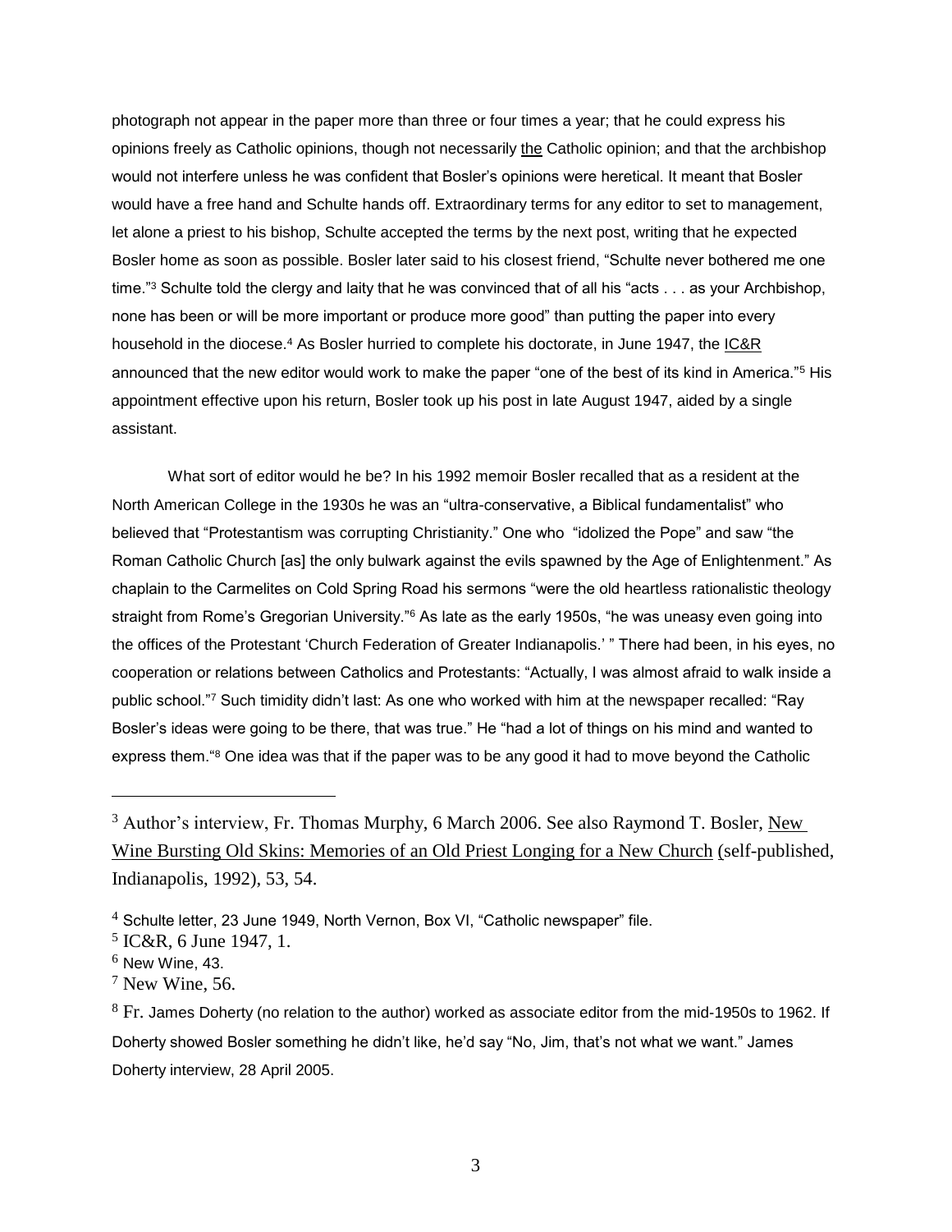photograph not appear in the paper more than three or four times a year; that he could express his opinions freely as Catholic opinions, though not necessarily the Catholic opinion; and that the archbishop would not interfere unless he was confident that Bosler's opinions were heretical. It meant that Bosler would have a free hand and Schulte hands off. Extraordinary terms for any editor to set to management, let alone a priest to his bishop, Schulte accepted the terms by the next post, writing that he expected Bosler home as soon as possible. Bosler later said to his closest friend, "Schulte never bothered me one time."[3] Schulte told the clergy and laity that he was convinced that of all his "acts . . . as your Archbishop, none has been or will be more important or produce more good" than putting the paper into every household in the diocese.[4] As Bosler hurried to complete his doctorate, in June 1947, the IC&R announced that the new editor would work to make the paper "one of the best of its kind in America."[5] His appointment effective upon his return, Bosler took up his post in late August 1947, aided by a single assistant.

What sort of editor would he be? In his 1992 memoir Bosler recalled that as a resident at the North American College in the 1930s he was an "ultra-conservative, a Biblical fundamentalist" who believed that "Protestantism was corrupting Christianity." One who "idolized the Pope" and saw "the Roman Catholic Church [as] the only bulwark against the evils spawned by the Age of Enlightenment." As chaplain to the Carmelites on Cold Spring Road his sermons "were the old heartless rationalistic theology straight from Rome's Gregorian University."[6] As late as the early 1950s, "he was uneasy even going into the offices of the Protestant 'Church Federation of Greater Indianapolis.' " There had been, in his eyes, no cooperation or relations between Catholics and Protestants: "Actually, I was almost afraid to walk inside a public school."[7] Such timidity didn't last: As one who worked with him at the newspaper recalled: "Ray Bosler's ideas were going to be there, that was true." He "had a lot of things on his mind and wanted to express them."[8] One idea was that if the paper was to be any good it had to move beyond the Catholic

---

[3] Author's interview, Fr. Thomas Murphy, 6 March 2006. See also Raymond T. Bosler, New Wine Bursting Old Skins: Memories of an Old Priest Longing for a New Church (self-published, Indianapolis, 1992), 53, 54.

[4] Schulte letter, 23 June 1949, North Vernon, Box VI, "Catholic newspaper" file.

[5] IC&R, 6 June 1947, 1.

[6] New Wine, 43.

[7] New Wine, 56.

[8] Fr. James Doherty (no relation to the author) worked as associate editor from the mid-1950s to 1962. If Doherty showed Bosler something he didn't like, he'd say "No, Jim, that's not what we want." James Doherty interview, 28 April 2005.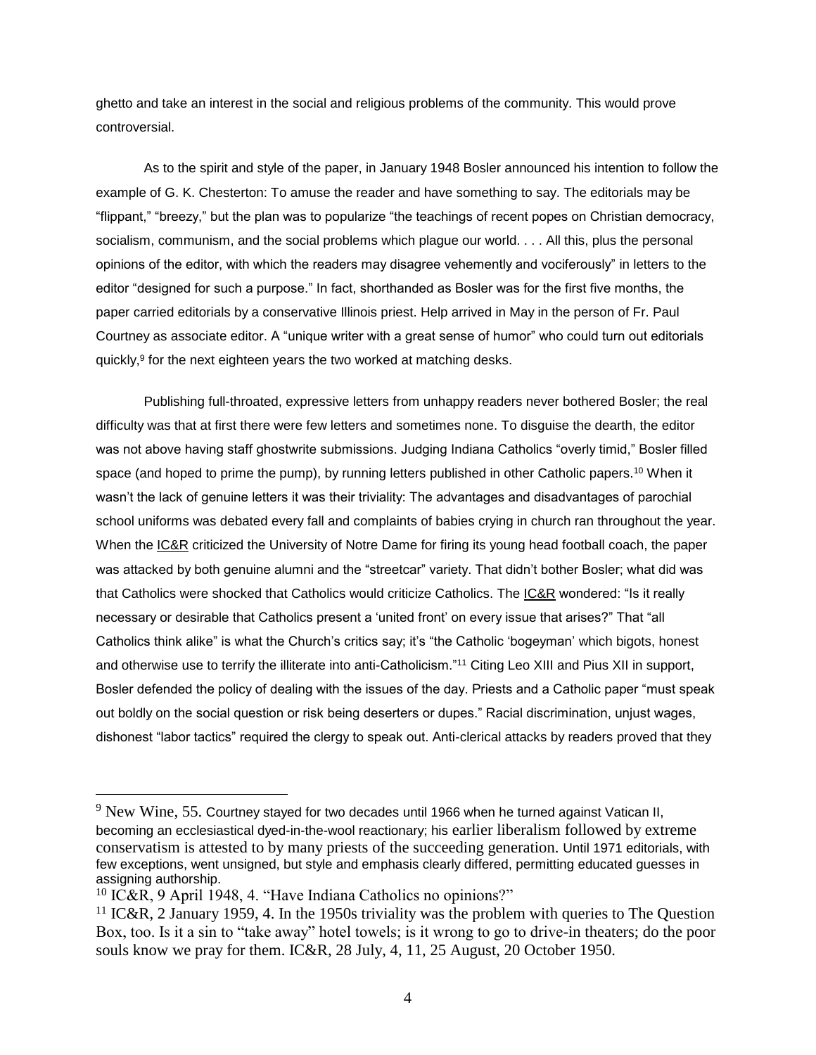ghetto and take an interest in the social and religious problems of the community. This would prove controversial.

As to the spirit and style of the paper, in January 1948 Bosler announced his intention to follow the example of G. K. Chesterton: To amuse the reader and have something to say. The editorials may be "flippant," "breezy," but the plan was to popularize "the teachings of recent popes on Christian democracy, socialism, communism, and the social problems which plague our world. . . . All this, plus the personal opinions of the editor, with which the readers may disagree vehemently and vociferously" in letters to the editor "designed for such a purpose." In fact, shorthanded as Bosler was for the first five months, the paper carried editorials by a conservative Illinois priest. Help arrived in May in the person of Fr. Paul Courtney as associate editor. A "unique writer with a great sense of humor" who could turn out editorials quickly,[9] for the next eighteen years the two worked at matching desks.

Publishing full-throated, expressive letters from unhappy readers never bothered Bosler; the real difficulty was that at first there were few letters and sometimes none. To disguise the dearth, the editor was not above having staff ghostwrite submissions. Judging Indiana Catholics "overly timid," Bosler filled space (and hoped to prime the pump), by running letters published in other Catholic papers.[10] When it wasn't the lack of genuine letters it was their triviality: The advantages and disadvantages of parochial school uniforms was debated every fall and complaints of babies crying in church ran throughout the year. When the IC&R criticized the University of Notre Dame for firing its young head football coach, the paper was attacked by both genuine alumni and the "streetcar" variety. That didn't bother Bosler; what did was that Catholics were shocked that Catholics would criticize Catholics. The IC&R wondered: "Is it really necessary or desirable that Catholics present a 'united front' on every issue that arises?" That "all Catholics think alike" is what the Church's critics say; it's "the Catholic 'bogeyman' which bigots, honest and otherwise use to terrify the illiterate into anti-Catholicism."[11] Citing Leo XIII and Pius XII in support, Bosler defended the policy of dealing with the issues of the day. Priests and a Catholic paper "must speak out boldly on the social question or risk being deserters or dupes." Racial discrimination, unjust wages, dishonest "labor tactics" required the clergy to speak out. Anti-clerical attacks by readers proved that they

---

[9] New Wine, 55. Courtney stayed for two decades until 1966 when he turned against Vatican II, becoming an ecclesiastical dyed-in-the-wool reactionary; his earlier liberalism followed by extreme conservatism is attested to by many priests of the succeeding generation. Until 1971 editorials, with few exceptions, went unsigned, but style and emphasis clearly differed, permitting educated guesses in assigning authorship.

[10] IC&R, 9 April 1948, 4. "Have Indiana Catholics no opinions?"

[11] IC&R, 2 January 1959, 4. In the 1950s triviality was the problem with queries to The Question Box, too. Is it a sin to "take away" hotel towels; is it wrong to go to drive-in theaters; do the poor souls know we pray for them. IC&R, 28 July, 4, 11, 25 August, 20 October 1950.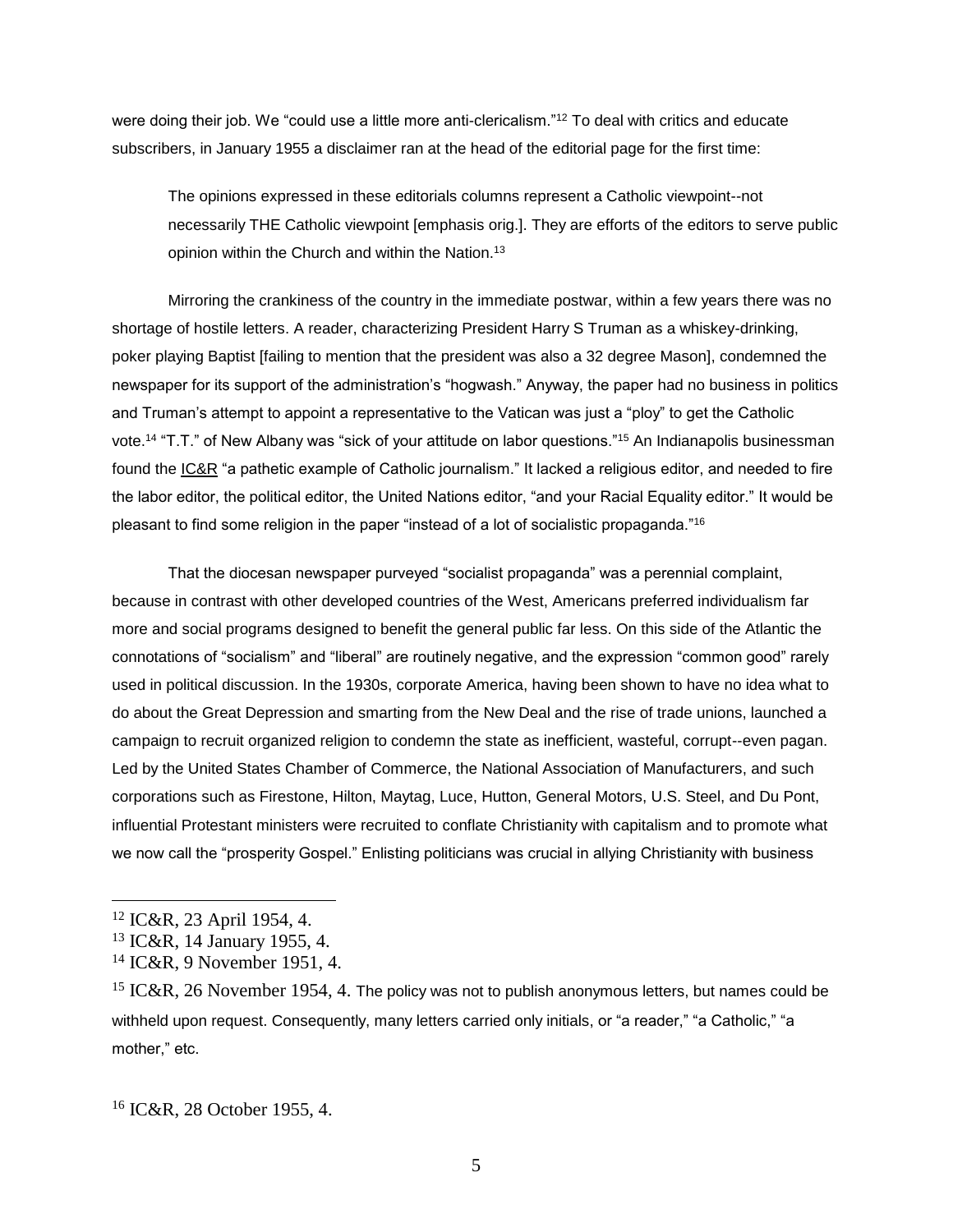were doing their job. We "could use a little more anti-clericalism."[12] To deal with critics and educate subscribers, in January 1955 a disclaimer ran at the head of the editorial page for the first time:

> The opinions expressed in these editorials columns represent a Catholic viewpoint--not necessarily THE Catholic viewpoint [emphasis orig.]. They are efforts of the editors to serve public opinion within the Church and within the Nation.[13]

Mirroring the crankiness of the country in the immediate postwar, within a few years there was no shortage of hostile letters. A reader, characterizing President Harry S Truman as a whiskey-drinking, poker playing Baptist [failing to mention that the president was also a 32 degree Mason], condemned the newspaper for its support of the administration's "hogwash." Anyway, the paper had no business in politics and Truman's attempt to appoint a representative to the Vatican was just a "ploy" to get the Catholic vote.[14] "T.T." of New Albany was "sick of your attitude on labor questions."[15] An Indianapolis businessman found the IC&R "a pathetic example of Catholic journalism." It lacked a religious editor, and needed to fire the labor editor, the political editor, the United Nations editor, "and your Racial Equality editor." It would be pleasant to find some religion in the paper "instead of a lot of socialistic propaganda."[16]

That the diocesan newspaper purveyed "socialist propaganda" was a perennial complaint, because in contrast with other developed countries of the West, Americans preferred individualism far more and social programs designed to benefit the general public far less. On this side of the Atlantic the connotations of "socialism" and "liberal" are routinely negative, and the expression "common good" rarely used in political discussion. In the 1930s, corporate America, having been shown to have no idea what to do about the Great Depression and smarting from the New Deal and the rise of trade unions, launched a campaign to recruit organized religion to condemn the state as inefficient, wasteful, corrupt--even pagan. Led by the United States Chamber of Commerce, the National Association of Manufacturers, and such corporations such as Firestone, Hilton, Maytag, Luce, Hutton, General Motors, U.S. Steel, and Du Pont, influential Protestant ministers were recruited to conflate Christianity with capitalism and to promote what we now call the "prosperity Gospel." Enlisting politicians was crucial in allying Christianity with business

---

[12] IC&R, 23 April 1954, 4.

[13] IC&R, 14 January 1955, 4.

[14] IC&R, 9 November 1951, 4.

[15] IC&R, 26 November 1954, 4. The policy was not to publish anonymous letters, but names could be withheld upon request. Consequently, many letters carried only initials, or "a reader," "a Catholic," "a mother," etc.

[16] IC&R, 28 October 1955, 4.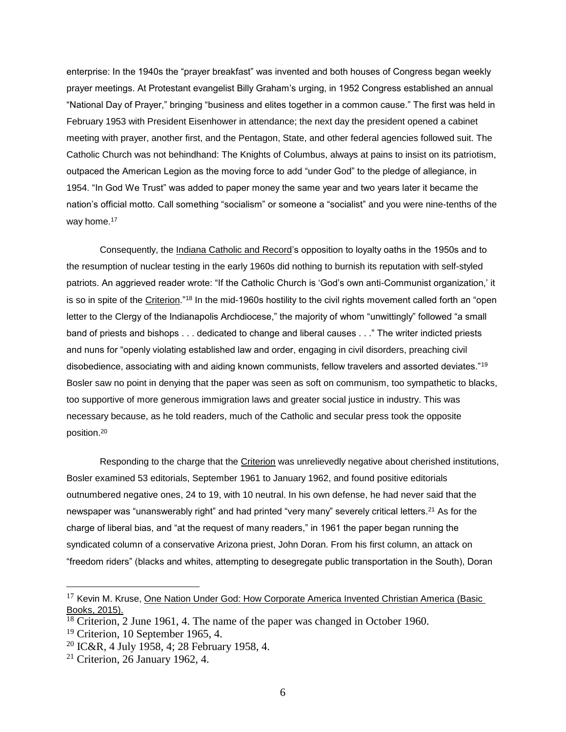enterprise: In the 1940s the "prayer breakfast" was invented and both houses of Congress began weekly prayer meetings. At Protestant evangelist Billy Graham's urging, in 1952 Congress established an annual "National Day of Prayer," bringing "business and elites together in a common cause." The first was held in February 1953 with President Eisenhower in attendance; the next day the president opened a cabinet meeting with prayer, another first, and the Pentagon, State, and other federal agencies followed suit. The Catholic Church was not behindhand: The Knights of Columbus, always at pains to insist on its patriotism, outpaced the American Legion as the moving force to add "under God" to the pledge of allegiance, in 1954. "In God We Trust" was added to paper money the same year and two years later it became the nation's official motto. Call something "socialism" or someone a "socialist" and you were nine-tenths of the way home.[17]

Consequently, the Indiana Catholic and Record's opposition to loyalty oaths in the 1950s and to the resumption of nuclear testing in the early 1960s did nothing to burnish its reputation with self-styled patriots. An aggrieved reader wrote: "If the Catholic Church is 'God's own anti-Communist organization,' it is so in spite of the Criterion."[18] In the mid-1960s hostility to the civil rights movement called forth an "open letter to the Clergy of the Indianapolis Archdiocese," the majority of whom "unwittingly" followed "a small band of priests and bishops . . . dedicated to change and liberal causes . . ." The writer indicted priests and nuns for "openly violating established law and order, engaging in civil disorders, preaching civil disobedience, associating with and aiding known communists, fellow travelers and assorted deviates."[19] Bosler saw no point in denying that the paper was seen as soft on communism, too sympathetic to blacks, too supportive of more generous immigration laws and greater social justice in industry. This was necessary because, as he told readers, much of the Catholic and secular press took the opposite position.[20]

Responding to the charge that the Criterion was unrelievedly negative about cherished institutions, Bosler examined 53 editorials, September 1961 to January 1962, and found positive editorials outnumbered negative ones, 24 to 19, with 10 neutral. In his own defense, he had never said that the newspaper was "unanswerably right" and had printed "very many" severely critical letters.[21] As for the charge of liberal bias, and "at the request of many readers," in 1961 the paper began running the syndicated column of a conservative Arizona priest, John Doran. From his first column, an attack on "freedom riders" (blacks and whites, attempting to desegregate public transportation in the South), Doran

---

[17] Kevin M. Kruse, One Nation Under God: How Corporate America Invented Christian America (Basic Books, 2015).

[18] Criterion, 2 June 1961, 4. The name of the paper was changed in October 1960.

[19] Criterion, 10 September 1965, 4.

[20] IC&R, 4 July 1958, 4; 28 February 1958, 4.

[21] Criterion, 26 January 1962, 4.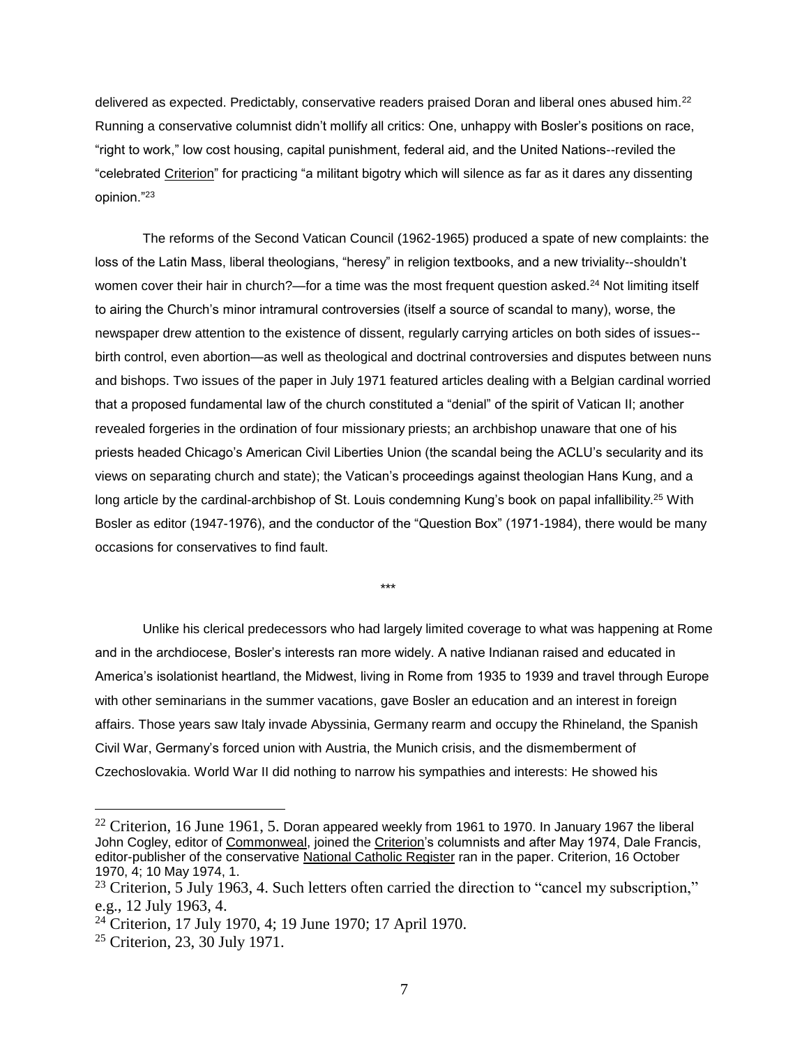delivered as expected. Predictably, conservative readers praised Doran and liberal ones abused him.[22] Running a conservative columnist didn't mollify all critics: One, unhappy with Bosler's positions on race, "right to work," low cost housing, capital punishment, federal aid, and the United Nations--reviled the "celebrated Criterion" for practicing "a militant bigotry which will silence as far as it dares any dissenting opinion."[23]

The reforms of the Second Vatican Council (1962-1965) produced a spate of new complaints: the loss of the Latin Mass, liberal theologians, "heresy" in religion textbooks, and a new triviality--shouldn't women cover their hair in church?—for a time was the most frequent question asked.[24] Not limiting itself to airing the Church's minor intramural controversies (itself a source of scandal to many), worse, the newspaper drew attention to the existence of dissent, regularly carrying articles on both sides of issues--birth control, even abortion—as well as theological and doctrinal controversies and disputes between nuns and bishops. Two issues of the paper in July 1971 featured articles dealing with a Belgian cardinal worried that a proposed fundamental law of the church constituted a "denial" of the spirit of Vatican II; another revealed forgeries in the ordination of four missionary priests; an archbishop unaware that one of his priests headed Chicago's American Civil Liberties Union (the scandal being the ACLU's secularity and its views on separating church and state); the Vatican's proceedings against theologian Hans Kung, and a long article by the cardinal-archbishop of St. Louis condemning Kung's book on papal infallibility.[25] With Bosler as editor (1947-1976), and the conductor of the "Question Box" (1971-1984), there would be many occasions for conservatives to find fault.

\*\*\*

Unlike his clerical predecessors who had largely limited coverage to what was happening at Rome and in the archdiocese, Bosler's interests ran more widely. A native Indianan raised and educated in America's isolationist heartland, the Midwest, living in Rome from 1935 to 1939 and travel through Europe with other seminarians in the summer vacations, gave Bosler an education and an interest in foreign affairs. Those years saw Italy invade Abyssinia, Germany rearm and occupy the Rhineland, the Spanish Civil War, Germany's forced union with Austria, the Munich crisis, and the dismemberment of Czechoslovakia. World War II did nothing to narrow his sympathies and interests: He showed his

---

[22] Criterion, 16 June 1961, 5. Doran appeared weekly from 1961 to 1970. In January 1967 the liberal John Cogley, editor of Commonweal, joined the Criterion's columnists and after May 1974, Dale Francis, editor-publisher of the conservative National Catholic Register ran in the paper. Criterion, 16 October 1970, 4; 10 May 1974, 1.

[23] Criterion, 5 July 1963, 4. Such letters often carried the direction to "cancel my subscription," e.g., 12 July 1963, 4.

[24] Criterion, 17 July 1970, 4; 19 June 1970; 17 April 1970.

[25] Criterion, 23, 30 July 1971.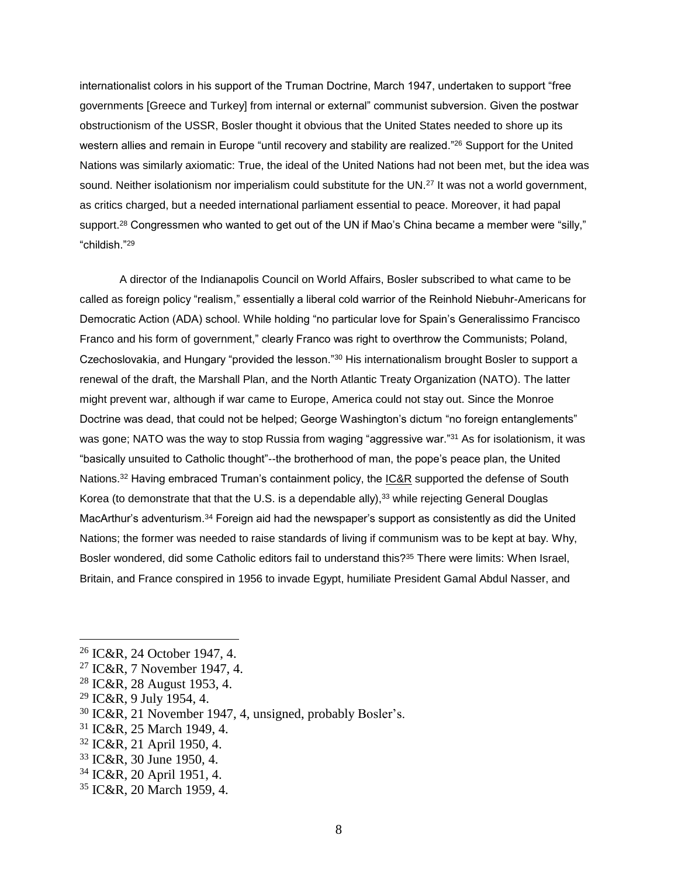internationalist colors in his support of the Truman Doctrine, March 1947, undertaken to support "free governments [Greece and Turkey] from internal or external" communist subversion. Given the postwar obstructionism of the USSR, Bosler thought it obvious that the United States needed to shore up its western allies and remain in Europe "until recovery and stability are realized."[26] Support for the United Nations was similarly axiomatic: True, the ideal of the United Nations had not been met, but the idea was sound. Neither isolationism nor imperialism could substitute for the UN.[27] It was not a world government, as critics charged, but a needed international parliament essential to peace. Moreover, it had papal support.[28] Congressmen who wanted to get out of the UN if Mao's China became a member were "silly," "childish."[29]

A director of the Indianapolis Council on World Affairs, Bosler subscribed to what came to be called as foreign policy "realism," essentially a liberal cold warrior of the Reinhold Niebuhr-Americans for Democratic Action (ADA) school. While holding "no particular love for Spain's Generalissimo Francisco Franco and his form of government," clearly Franco was right to overthrow the Communists; Poland, Czechoslovakia, and Hungary "provided the lesson."[30] His internationalism brought Bosler to support a renewal of the draft, the Marshall Plan, and the North Atlantic Treaty Organization (NATO). The latter might prevent war, although if war came to Europe, America could not stay out. Since the Monroe Doctrine was dead, that could not be helped; George Washington's dictum "no foreign entanglements" was gone; NATO was the way to stop Russia from waging "aggressive war."[31] As for isolationism, it was "basically unsuited to Catholic thought"--the brotherhood of man, the pope's peace plan, the United Nations.[32] Having embraced Truman's containment policy, the <u>IC&R</u> supported the defense of South Korea (to demonstrate that that the U.S. is a dependable ally),[33] while rejecting General Douglas MacArthur's adventurism.[34] Foreign aid had the newspaper's support as consistently as did the United Nations; the former was needed to raise standards of living if communism was to be kept at bay. Why, Bosler wondered, did some Catholic editors fail to understand this?[35] There were limits: When Israel, Britain, and France conspired in 1956 to invade Egypt, humiliate President Gamal Abdul Nasser, and

---

[26] IC&R, 24 October 1947, 4.

[27] IC&R, 7 November 1947, 4.

[28] IC&R, 28 August 1953, 4.

[29] IC&R, 9 July 1954, 4.

[30] IC&R, 21 November 1947, 4, unsigned, probably Bosler's.

[31] IC&R, 25 March 1949, 4.

[32] IC&R, 21 April 1950, 4.

[33] IC&R, 30 June 1950, 4.

[34] IC&R, 20 April 1951, 4.

[35] IC&R, 20 March 1959, 4.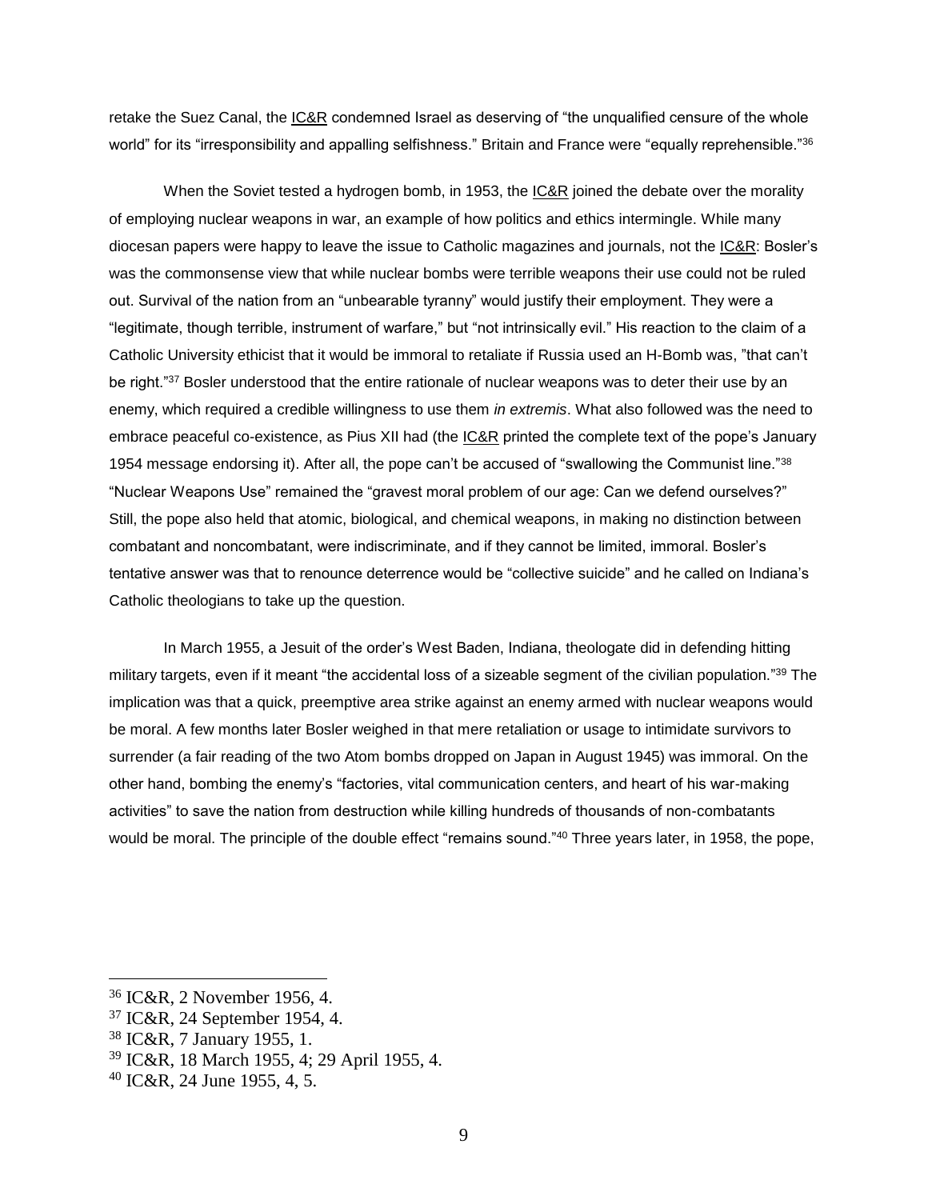retake the Suez Canal, the IC&R condemned Israel as deserving of “the unqualified censure of the whole world” for its “irresponsibility and appalling selfishness.” Britain and France were “equally reprehensible.”[36]

When the Soviet tested a hydrogen bomb, in 1953, the IC&R joined the debate over the morality of employing nuclear weapons in war, an example of how politics and ethics intermingle. While many diocesan papers were happy to leave the issue to Catholic magazines and journals, not the IC&R: Bosler's was the commonsense view that while nuclear bombs were terrible weapons their use could not be ruled out. Survival of the nation from an “unbearable tyranny” would justify their employment. They were a “legitimate, though terrible, instrument of warfare,” but “not intrinsically evil.” His reaction to the claim of a Catholic University ethicist that it would be immoral to retaliate if Russia used an H-Bomb was, ”that can't be right.”[37] Bosler understood that the entire rationale of nuclear weapons was to deter their use by an enemy, which required a credible willingness to use them *in extremis*. What also followed was the need to embrace peaceful co-existence, as Pius XII had (the IC&R printed the complete text of the pope's January 1954 message endorsing it). After all, the pope can't be accused of “swallowing the Communist line.”[38] “Nuclear Weapons Use” remained the “gravest moral problem of our age: Can we defend ourselves?” Still, the pope also held that atomic, biological, and chemical weapons, in making no distinction between combatant and noncombatant, were indiscriminate, and if they cannot be limited, immoral. Bosler's tentative answer was that to renounce deterrence would be “collective suicide” and he called on Indiana's Catholic theologians to take up the question.

In March 1955, a Jesuit of the order's West Baden, Indiana, theologate did in defending hitting military targets, even if it meant “the accidental loss of a sizeable segment of the civilian population.”[39] The implication was that a quick, preemptive area strike against an enemy armed with nuclear weapons would be moral. A few months later Bosler weighed in that mere retaliation or usage to intimidate survivors to surrender (a fair reading of the two Atom bombs dropped on Japan in August 1945) was immoral. On the other hand, bombing the enemy's “factories, vital communication centers, and heart of his war-making activities” to save the nation from destruction while killing hundreds of thousands of non-combatants would be moral. The principle of the double effect “remains sound.”[40] Three years later, in 1958, the pope,

---

[36] IC&R, 2 November 1956, 4.

[37] IC&R, 24 September 1954, 4.

[38] IC&R, 7 January 1955, 1.

[39] IC&R, 18 March 1955, 4; 29 April 1955, 4.

[40] IC&R, 24 June 1955, 4, 5.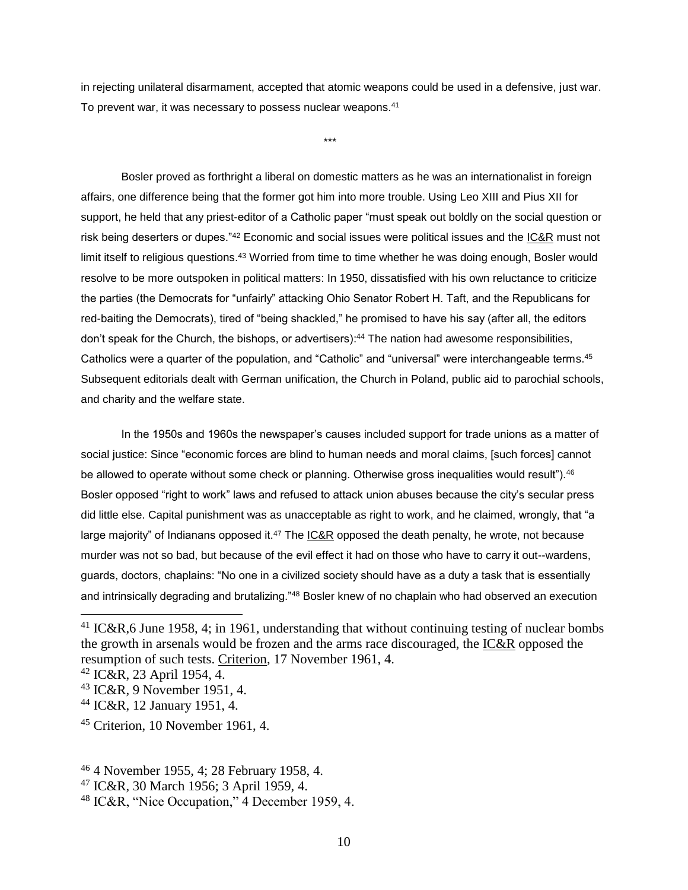in rejecting unilateral disarmament, accepted that atomic weapons could be used in a defensive, just war. To prevent war, it was necessary to possess nuclear weapons.[41]

***

Bosler proved as forthright a liberal on domestic matters as he was an internationalist in foreign affairs, one difference being that the former got him into more trouble. Using Leo XIII and Pius XII for support, he held that any priest-editor of a Catholic paper "must speak out boldly on the social question or risk being deserters or dupes."[42] Economic and social issues were political issues and the IC&R must not limit itself to religious questions.[43] Worried from time to time whether he was doing enough, Bosler would resolve to be more outspoken in political matters: In 1950, dissatisfied with his own reluctance to criticize the parties (the Democrats for "unfairly" attacking Ohio Senator Robert H. Taft, and the Republicans for red-baiting the Democrats), tired of "being shackled," he promised to have his say (after all, the editors don't speak for the Church, the bishops, or advertisers):[44] The nation had awesome responsibilities, Catholics were a quarter of the population, and "Catholic" and "universal" were interchangeable terms.[45] Subsequent editorials dealt with German unification, the Church in Poland, public aid to parochial schools, and charity and the welfare state.

In the 1950s and 1960s the newspaper's causes included support for trade unions as a matter of social justice: Since "economic forces are blind to human needs and moral claims, [such forces] cannot be allowed to operate without some check or planning. Otherwise gross inequalities would result").[46] Bosler opposed "right to work" laws and refused to attack union abuses because the city's secular press did little else. Capital punishment was as unacceptable as right to work, and he claimed, wrongly, that "a large majority" of Indianans opposed it.[47] The IC&R opposed the death penalty, he wrote, not because murder was not so bad, but because of the evil effect it had on those who have to carry it out--wardens, guards, doctors, chaplains: "No one in a civilized society should have as a duty a task that is essentially and intrinsically degrading and brutalizing."[48] Bosler knew of no chaplain who had observed an execution

---

[41] IC&R,6 June 1958, 4; in 1961, understanding that without continuing testing of nuclear bombs the growth in arsenals would be frozen and the arms race discouraged, the IC&R opposed the resumption of such tests. Criterion, 17 November 1961, 4.

[42] IC&R, 23 April 1954, 4.

[43] IC&R, 9 November 1951, 4.

[44] IC&R, 12 January 1951, 4.

[45] Criterion, 10 November 1961, 4.

[46] 4 November 1955, 4; 28 February 1958, 4.

[47] IC&R, 30 March 1956; 3 April 1959, 4.

[48] IC&R, "Nice Occupation," 4 December 1959, 4.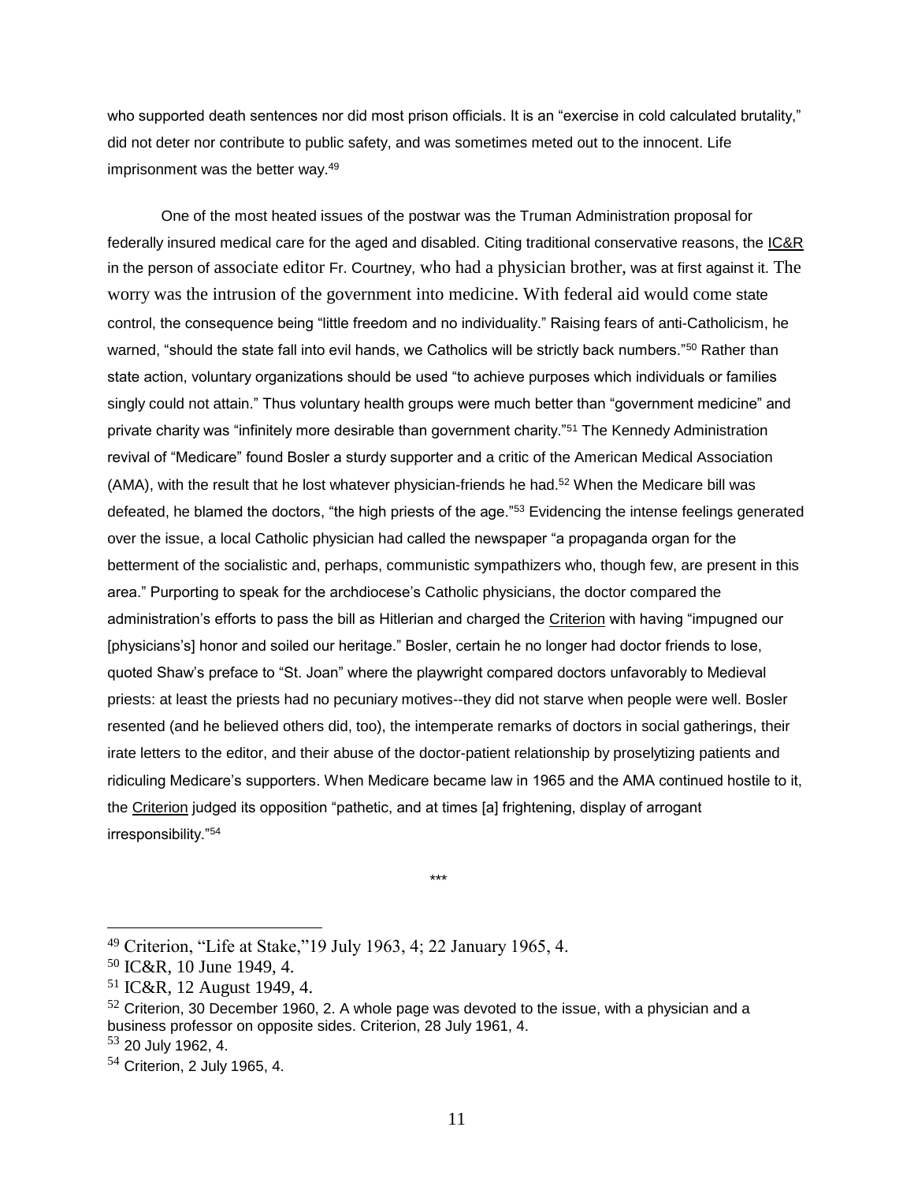who supported death sentences nor did most prison officials. It is an "exercise in cold calculated brutality," did not deter nor contribute to public safety, and was sometimes meted out to the innocent. Life imprisonment was the better way.[49]

One of the most heated issues of the postwar was the Truman Administration proposal for federally insured medical care for the aged and disabled. Citing traditional conservative reasons, the IC&R in the person of associate editor Fr. Courtney, who had a physician brother, was at first against it. The worry was the intrusion of the government into medicine. With federal aid would come state control, the consequence being "little freedom and no individuality." Raising fears of anti-Catholicism, he warned, "should the state fall into evil hands, we Catholics will be strictly back numbers."[50] Rather than state action, voluntary organizations should be used "to achieve purposes which individuals or families singly could not attain." Thus voluntary health groups were much better than "government medicine" and private charity was "infinitely more desirable than government charity."[51] The Kennedy Administration revival of "Medicare" found Bosler a sturdy supporter and a critic of the American Medical Association (AMA), with the result that he lost whatever physician-friends he had.[52] When the Medicare bill was defeated, he blamed the doctors, "the high priests of the age."[53] Evidencing the intense feelings generated over the issue, a local Catholic physician had called the newspaper "a propaganda organ for the betterment of the socialistic and, perhaps, communistic sympathizers who, though few, are present in this area." Purporting to speak for the archdiocese's Catholic physicians, the doctor compared the administration's efforts to pass the bill as Hitlerian and charged the Criterion with having "impugned our [physicians's] honor and soiled our heritage." Bosler, certain he no longer had doctor friends to lose, quoted Shaw's preface to "St. Joan" where the playwright compared doctors unfavorably to Medieval priests: at least the priests had no pecuniary motives--they did not starve when people were well. Bosler resented (and he believed others did, too), the intemperate remarks of doctors in social gatherings, their irate letters to the editor, and their abuse of the doctor-patient relationship by proselytizing patients and ridiculing Medicare's supporters. When Medicare became law in 1965 and the AMA continued hostile to it, the Criterion judged its opposition "pathetic, and at times [a] frightening, display of arrogant irresponsibility."[54]

***

[49] Criterion, "Life at Stake,"19 July 1963, 4; 22 January 1965, 4.

[50] IC&R, 10 June 1949, 4.

[51] IC&R, 12 August 1949, 4.

[52] Criterion, 30 December 1960, 2. A whole page was devoted to the issue, with a physician and a business professor on opposite sides. Criterion, 28 July 1961, 4.

[53] 20 July 1962, 4.

[54] Criterion, 2 July 1965, 4.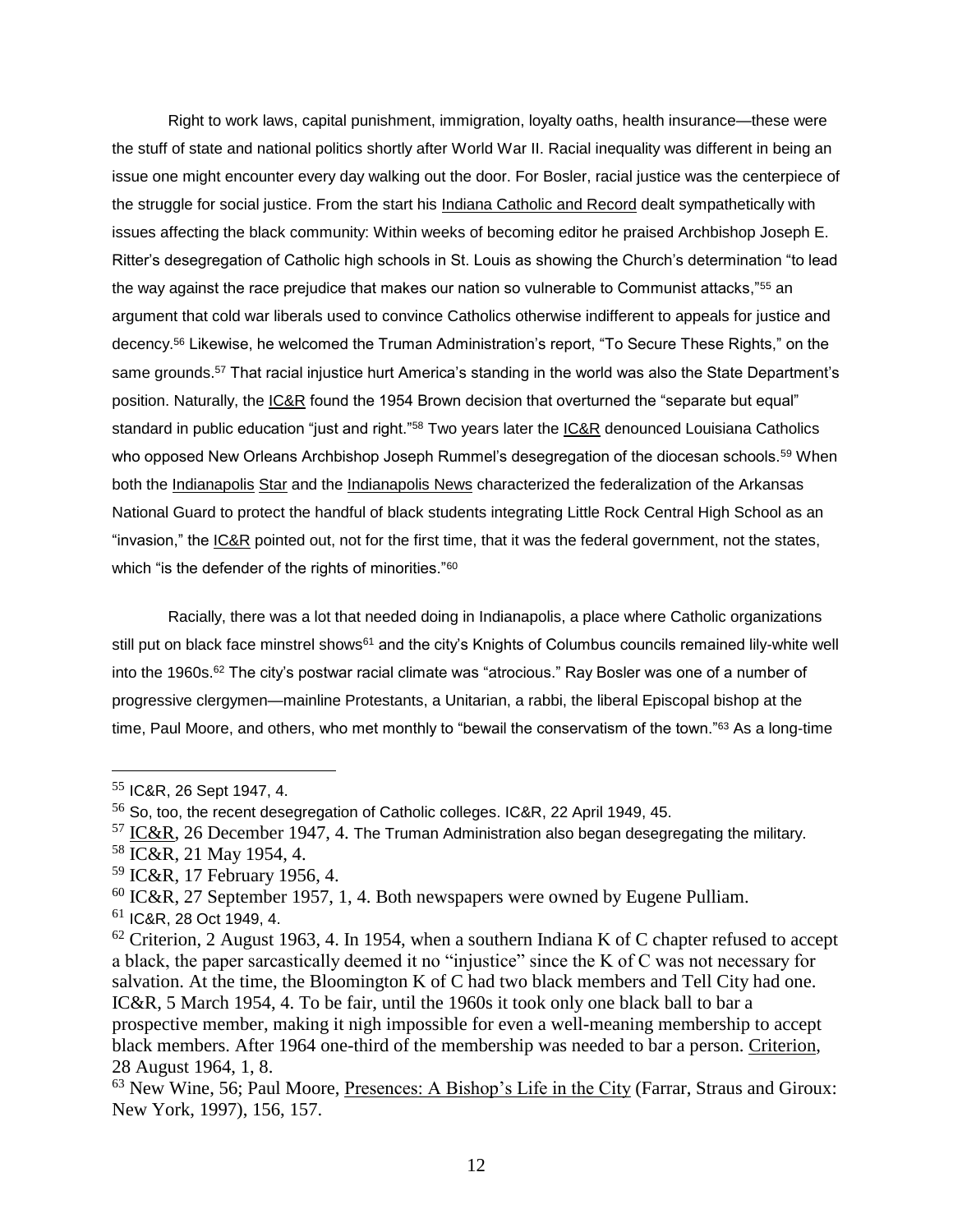Right to work laws, capital punishment, immigration, loyalty oaths, health insurance—these were the stuff of state and national politics shortly after World War II. Racial inequality was different in being an issue one might encounter every day walking out the door. For Bosler, racial justice was the centerpiece of the struggle for social justice. From the start his Indiana Catholic and Record dealt sympathetically with issues affecting the black community: Within weeks of becoming editor he praised Archbishop Joseph E. Ritter's desegregation of Catholic high schools in St. Louis as showing the Church's determination "to lead the way against the race prejudice that makes our nation so vulnerable to Communist attacks,"[55] an argument that cold war liberals used to convince Catholics otherwise indifferent to appeals for justice and decency.[56] Likewise, he welcomed the Truman Administration's report, "To Secure These Rights," on the same grounds.[57] That racial injustice hurt America's standing in the world was also the State Department's position. Naturally, the IC&R found the 1954 Brown decision that overturned the "separate but equal" standard in public education "just and right."[58] Two years later the IC&R denounced Louisiana Catholics who opposed New Orleans Archbishop Joseph Rummel's desegregation of the diocesan schools.[59] When both the Indianapolis Star and the Indianapolis News characterized the federalization of the Arkansas National Guard to protect the handful of black students integrating Little Rock Central High School as an "invasion," the IC&R pointed out, not for the first time, that it was the federal government, not the states, which "is the defender of the rights of minorities."[60]

Racially, there was a lot that needed doing in Indianapolis, a place where Catholic organizations still put on black face minstrel shows[61] and the city's Knights of Columbus councils remained lily-white well into the 1960s.[62] The city's postwar racial climate was "atrocious." Ray Bosler was one of a number of progressive clergymen—mainline Protestants, a Unitarian, a rabbi, the liberal Episcopal bishop at the time, Paul Moore, and others, who met monthly to "bewail the conservatism of the town."[63] As a long-time

---

[55] IC&R, 26 Sept 1947, 4.

[56] So, too, the recent desegregation of Catholic colleges. IC&R, 22 April 1949, 45.

[57] IC&R, 26 December 1947, 4. The Truman Administration also began desegregating the military.

[58] IC&R, 21 May 1954, 4.

[59] IC&R, 17 February 1956, 4.

[60] IC&R, 27 September 1957, 1, 4. Both newspapers were owned by Eugene Pulliam.

[61] IC&R, 28 Oct 1949, 4.

[62] Criterion, 2 August 1963, 4. In 1954, when a southern Indiana K of C chapter refused to accept a black, the paper sarcastically deemed it no "injustice" since the K of C was not necessary for salvation. At the time, the Bloomington K of C had two black members and Tell City had one. IC&R, 5 March 1954, 4. To be fair, until the 1960s it took only one black ball to bar a prospective member, making it nigh impossible for even a well-meaning membership to accept black members. After 1964 one-third of the membership was needed to bar a person. Criterion, 28 August 1964, 1, 8.

[63] New Wine, 56; Paul Moore, Presences: A Bishop's Life in the City (Farrar, Straus and Giroux: New York, 1997), 156, 157.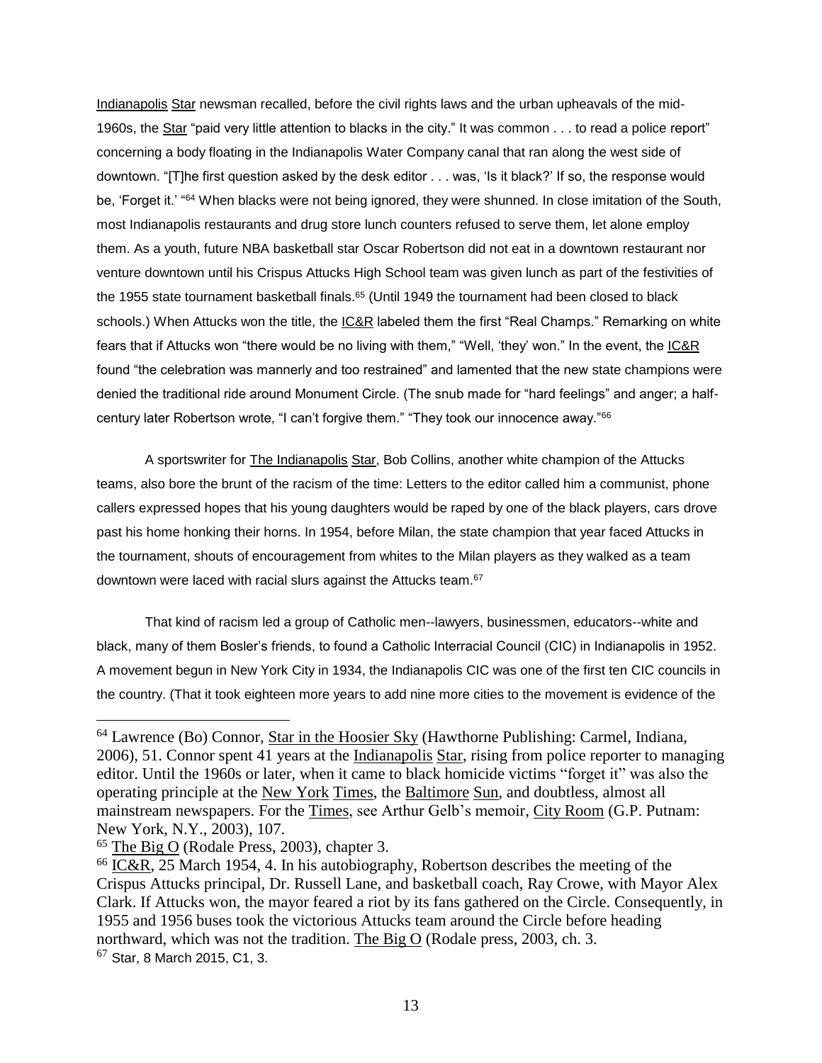Indianapolis Star newsman recalled, before the civil rights laws and the urban upheavals of the mid-1960s, the Star "paid very little attention to blacks in the city." It was common . . . to read a police report" concerning a body floating in the Indianapolis Water Company canal that ran along the west side of downtown. "[T]he first question asked by the desk editor . . . was, 'Is it black?' If so, the response would be, 'Forget it.' "[64] When blacks were not being ignored, they were shunned. In close imitation of the South, most Indianapolis restaurants and drug store lunch counters refused to serve them, let alone employ them. As a youth, future NBA basketball star Oscar Robertson did not eat in a downtown restaurant nor venture downtown until his Crispus Attucks High School team was given lunch as part of the festivities of the 1955 state tournament basketball finals.[65] (Until 1949 the tournament had been closed to black schools.) When Attucks won the title, the IC&R labeled them the first "Real Champs." Remarking on white fears that if Attucks won "there would be no living with them," "Well, 'they' won." In the event, the IC&R found "the celebration was mannerly and too restrained" and lamented that the new state champions were denied the traditional ride around Monument Circle. (The snub made for "hard feelings" and anger; a half-century later Robertson wrote, "I can't forgive them." "They took our innocence away."[66]

A sportswriter for The Indianapolis Star, Bob Collins, another white champion of the Attucks teams, also bore the brunt of the racism of the time: Letters to the editor called him a communist, phone callers expressed hopes that his young daughters would be raped by one of the black players, cars drove past his home honking their horns. In 1954, before Milan, the state champion that year faced Attucks in the tournament, shouts of encouragement from whites to the Milan players as they walked as a team downtown were laced with racial slurs against the Attucks team.[67]

That kind of racism led a group of Catholic men--lawyers, businessmen, educators--white and black, many of them Bosler's friends, to found a Catholic Interracial Council (CIC) in Indianapolis in 1952. A movement begun in New York City in 1934, the Indianapolis CIC was one of the first ten CIC councils in the country. (That it took eighteen more years to add nine more cities to the movement is evidence of the

---

[64] Lawrence (Bo) Connor, Star in the Hoosier Sky (Hawthorne Publishing: Carmel, Indiana, 2006), 51. Connor spent 41 years at the Indianapolis Star, rising from police reporter to managing editor. Until the 1960s or later, when it came to black homicide victims "forget it" was also the operating principle at the New York Times, the Baltimore Sun, and doubtless, almost all mainstream newspapers. For the Times, see Arthur Gelb's memoir, City Room (G.P. Putnam: New York, N.Y., 2003), 107.

[65] The Big O (Rodale Press, 2003), chapter 3.

[66] IC&R, 25 March 1954, 4. In his autobiography, Robertson describes the meeting of the Crispus Attucks principal, Dr. Russell Lane, and basketball coach, Ray Crowe, with Mayor Alex Clark. If Attucks won, the mayor feared a riot by its fans gathered on the Circle. Consequently, in 1955 and 1956 buses took the victorious Attucks team around the Circle before heading northward, which was not the tradition. The Big O (Rodale press, 2003, ch. 3.

[67] Star, 8 March 2015, C1, 3.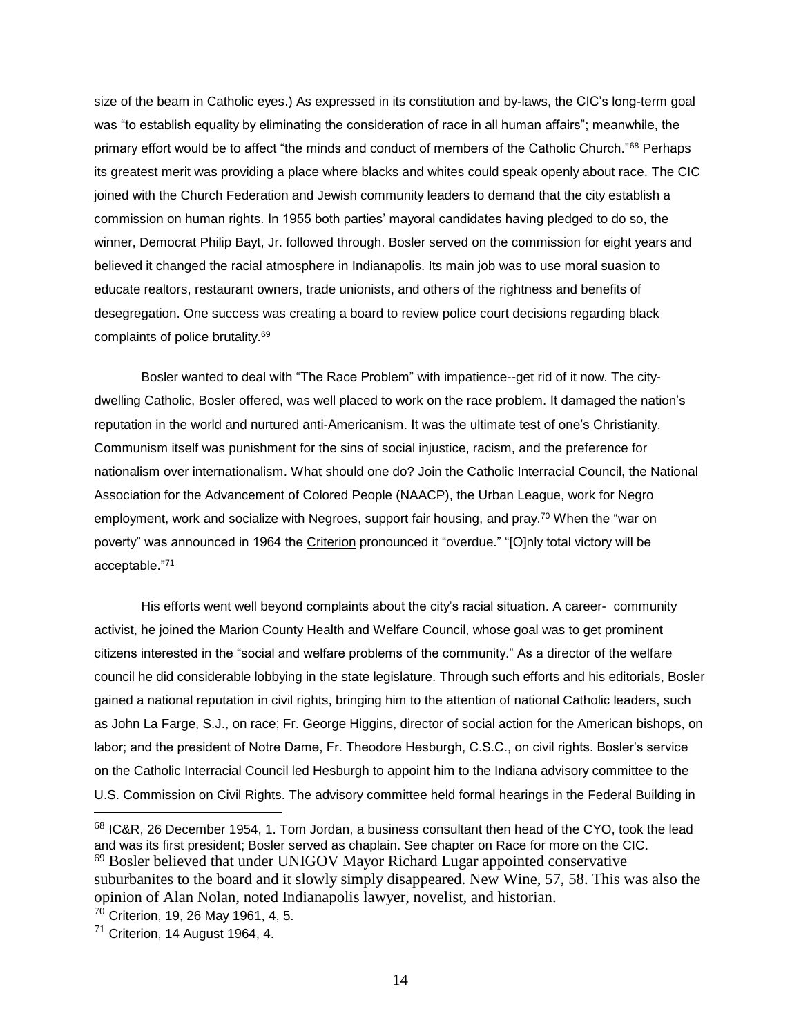size of the beam in Catholic eyes.) As expressed in its constitution and by-laws, the CIC's long-term goal was "to establish equality by eliminating the consideration of race in all human affairs"; meanwhile, the primary effort would be to affect "the minds and conduct of members of the Catholic Church."[68] Perhaps its greatest merit was providing a place where blacks and whites could speak openly about race. The CIC joined with the Church Federation and Jewish community leaders to demand that the city establish a commission on human rights. In 1955 both parties' mayoral candidates having pledged to do so, the winner, Democrat Philip Bayt, Jr. followed through. Bosler served on the commission for eight years and believed it changed the racial atmosphere in Indianapolis. Its main job was to use moral suasion to educate realtors, restaurant owners, trade unionists, and others of the rightness and benefits of desegregation. One success was creating a board to review police court decisions regarding black complaints of police brutality.[69]

Bosler wanted to deal with "The Race Problem" with impatience--get rid of it now. The city-dwelling Catholic, Bosler offered, was well placed to work on the race problem. It damaged the nation's reputation in the world and nurtured anti-Americanism. It was the ultimate test of one's Christianity. Communism itself was punishment for the sins of social injustice, racism, and the preference for nationalism over internationalism. What should one do? Join the Catholic Interracial Council, the National Association for the Advancement of Colored People (NAACP), the Urban League, work for Negro employment, work and socialize with Negroes, support fair housing, and pray.[70] When the "war on poverty" was announced in 1964 the Criterion pronounced it "overdue." "[O]nly total victory will be acceptable."[71]

His efforts went well beyond complaints about the city's racial situation. A career- community activist, he joined the Marion County Health and Welfare Council, whose goal was to get prominent citizens interested in the "social and welfare problems of the community." As a director of the welfare council he did considerable lobbying in the state legislature. Through such efforts and his editorials, Bosler gained a national reputation in civil rights, bringing him to the attention of national Catholic leaders, such as John La Farge, S.J., on race; Fr. George Higgins, director of social action for the American bishops, on labor; and the president of Notre Dame, Fr. Theodore Hesburgh, C.S.C., on civil rights. Bosler's service on the Catholic Interracial Council led Hesburgh to appoint him to the Indiana advisory committee to the U.S. Commission on Civil Rights. The advisory committee held formal hearings in the Federal Building in

---

[68] IC&R, 26 December 1954, 1. Tom Jordan, a business consultant then head of the CYO, took the lead and was its first president; Bosler served as chaplain. See chapter on Race for more on the CIC.

[69] Bosler believed that under UNIGOV Mayor Richard Lugar appointed conservative suburbanites to the board and it slowly simply disappeared. New Wine, 57, 58. This was also the opinion of Alan Nolan, noted Indianapolis lawyer, novelist, and historian.

[70] Criterion, 19, 26 May 1961, 4, 5.

[71] Criterion, 14 August 1964, 4.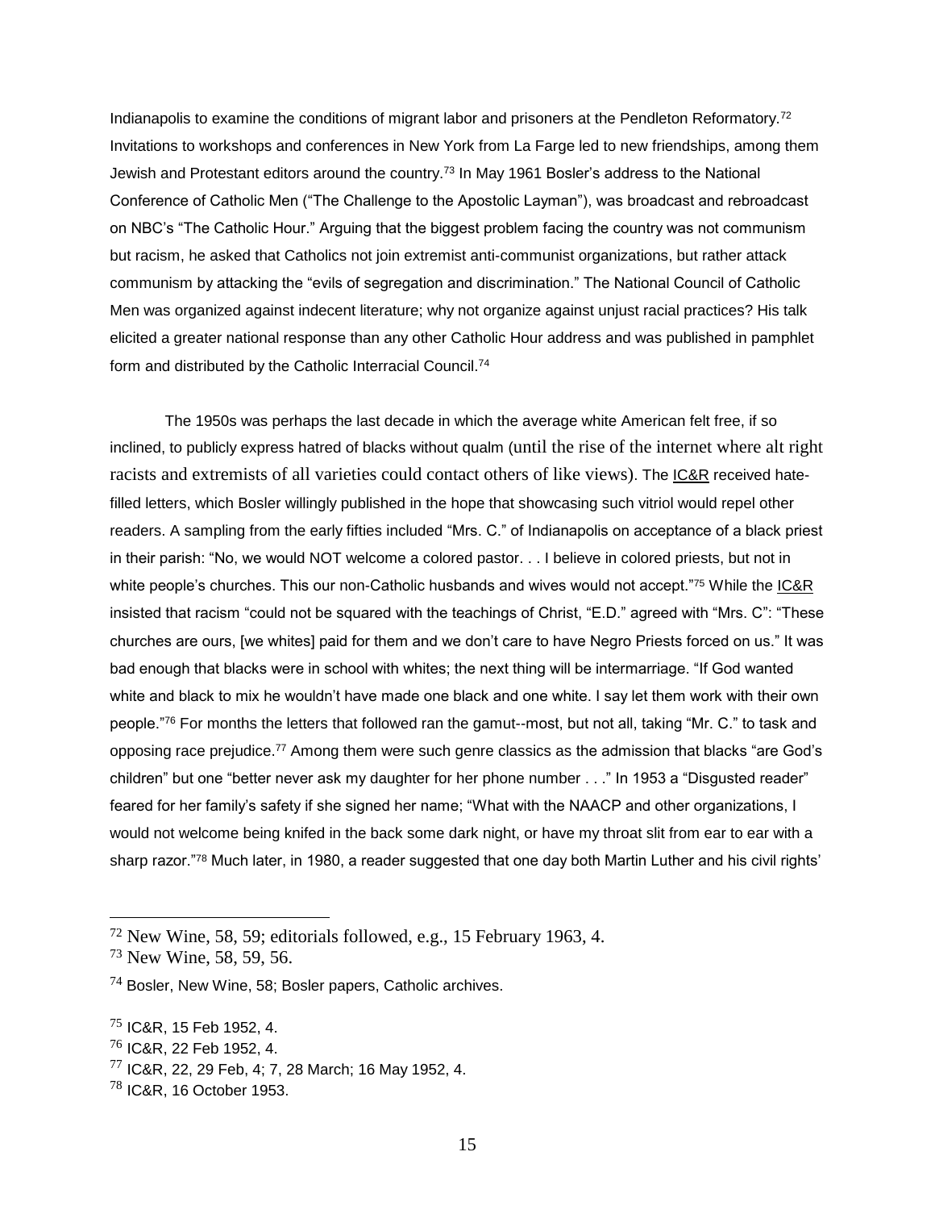Indianapolis to examine the conditions of migrant labor and prisoners at the Pendleton Reformatory.[72] Invitations to workshops and conferences in New York from La Farge led to new friendships, among them Jewish and Protestant editors around the country.[73] In May 1961 Bosler's address to the National Conference of Catholic Men ("The Challenge to the Apostolic Layman"), was broadcast and rebroadcast on NBC's "The Catholic Hour." Arguing that the biggest problem facing the country was not communism but racism, he asked that Catholics not join extremist anti-communist organizations, but rather attack communism by attacking the "evils of segregation and discrimination." The National Council of Catholic Men was organized against indecent literature; why not organize against unjust racial practices? His talk elicited a greater national response than any other Catholic Hour address and was published in pamphlet form and distributed by the Catholic Interracial Council.[74]

The 1950s was perhaps the last decade in which the average white American felt free, if so inclined, to publicly express hatred of blacks without qualm (until the rise of the internet where alt right racists and extremists of all varieties could contact others of like views). The IC&R received hate-filled letters, which Bosler willingly published in the hope that showcasing such vitriol would repel other readers. A sampling from the early fifties included "Mrs. C." of Indianapolis on acceptance of a black priest in their parish: "No, we would NOT welcome a colored pastor. . . I believe in colored priests, but not in white people's churches. This our non-Catholic husbands and wives would not accept."[75] While the IC&R insisted that racism "could not be squared with the teachings of Christ, "E.D." agreed with "Mrs. C": "These churches are ours, [we whites] paid for them and we don't care to have Negro Priests forced on us." It was bad enough that blacks were in school with whites; the next thing will be intermarriage. "If God wanted white and black to mix he wouldn't have made one black and one white. I say let them work with their own people."[76] For months the letters that followed ran the gamut--most, but not all, taking "Mr. C." to task and opposing race prejudice.[77] Among them were such genre classics as the admission that blacks "are God's children" but one "better never ask my daughter for her phone number . . ." In 1953 a "Disgusted reader" feared for her family's safety if she signed her name; "What with the NAACP and other organizations, I would not welcome being knifed in the back some dark night, or have my throat slit from ear to ear with a sharp razor."[78] Much later, in 1980, a reader suggested that one day both Martin Luther and his civil rights'

---

[72] New Wine, 58, 59; editorials followed, e.g., 15 February 1963, 4.

[73] New Wine, 58, 59, 56.

[74] Bosler, New Wine, 58; Bosler papers, Catholic archives.

[75] IC&R, 15 Feb 1952, 4.

[76] IC&R, 22 Feb 1952, 4.

[77] IC&R, 22, 29 Feb, 4; 7, 28 March; 16 May 1952, 4.

[78] IC&R, 16 October 1953.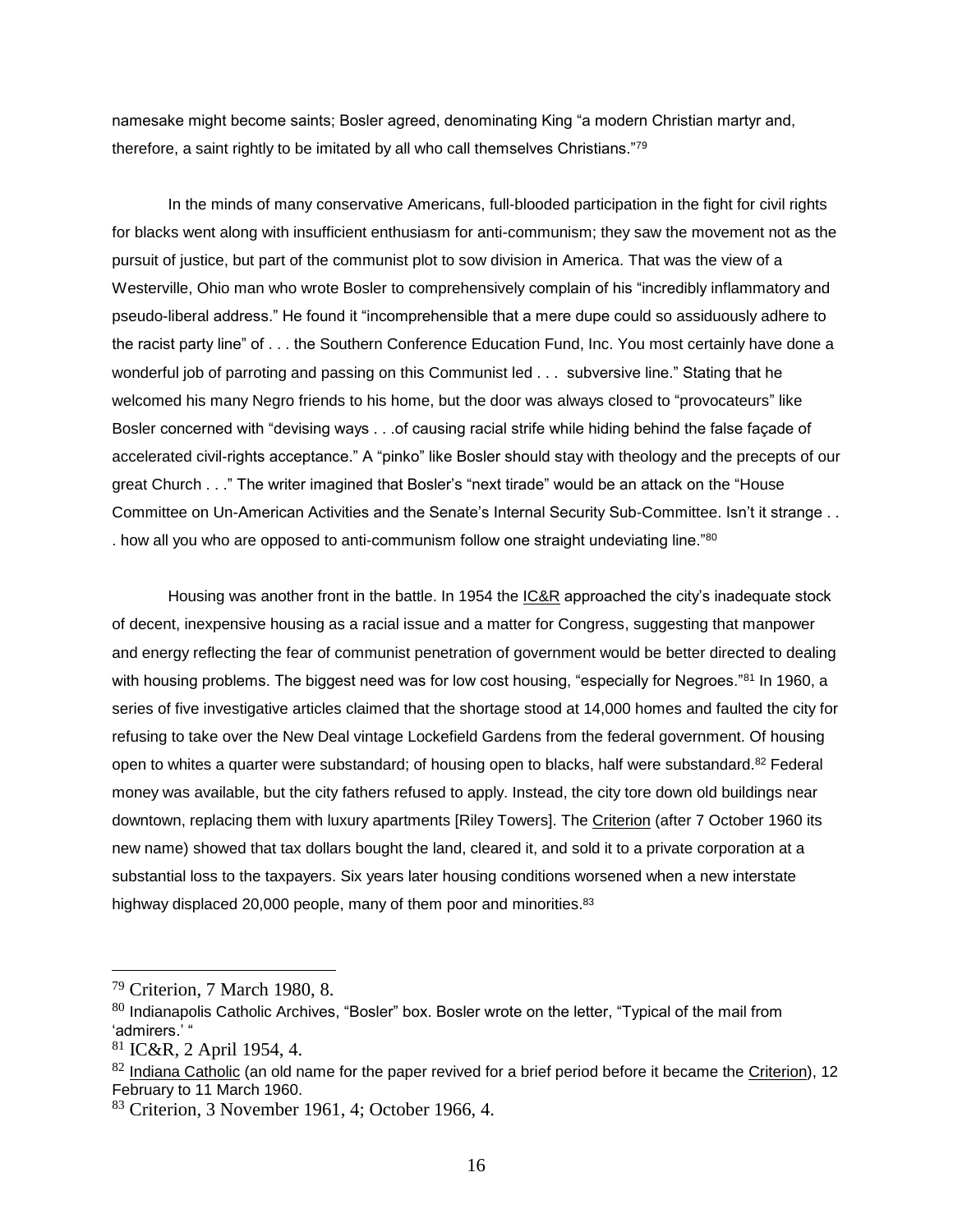namesake might become saints; Bosler agreed, denominating King "a modern Christian martyr and, therefore, a saint rightly to be imitated by all who call themselves Christians."[79]

In the minds of many conservative Americans, full-blooded participation in the fight for civil rights for blacks went along with insufficient enthusiasm for anti-communism; they saw the movement not as the pursuit of justice, but part of the communist plot to sow division in America. That was the view of a Westerville, Ohio man who wrote Bosler to comprehensively complain of his "incredibly inflammatory and pseudo-liberal address." He found it "incomprehensible that a mere dupe could so assiduously adhere to the racist party line" of . . . the Southern Conference Education Fund, Inc. You most certainly have done a wonderful job of parroting and passing on this Communist led . . . subversive line." Stating that he welcomed his many Negro friends to his home, but the door was always closed to "provocateurs" like Bosler concerned with "devising ways . . .of causing racial strife while hiding behind the false façade of accelerated civil-rights acceptance." A "pinko" like Bosler should stay with theology and the precepts of our great Church . . ." The writer imagined that Bosler's "next tirade" would be an attack on the "House Committee on Un-American Activities and the Senate's Internal Security Sub-Committee. Isn't it strange . . . how all you who are opposed to anti-communism follow one straight undeviating line."[80]

Housing was another front in the battle. In 1954 the IC&R approached the city's inadequate stock of decent, inexpensive housing as a racial issue and a matter for Congress, suggesting that manpower and energy reflecting the fear of communist penetration of government would be better directed to dealing with housing problems. The biggest need was for low cost housing, "especially for Negroes."[81] In 1960, a series of five investigative articles claimed that the shortage stood at 14,000 homes and faulted the city for refusing to take over the New Deal vintage Lockefield Gardens from the federal government. Of housing open to whites a quarter were substandard; of housing open to blacks, half were substandard.[82] Federal money was available, but the city fathers refused to apply. Instead, the city tore down old buildings near downtown, replacing them with luxury apartments [Riley Towers]. The Criterion (after 7 October 1960 its new name) showed that tax dollars bought the land, cleared it, and sold it to a private corporation at a substantial loss to the taxpayers. Six years later housing conditions worsened when a new interstate highway displaced 20,000 people, many of them poor and minorities.[83]

---

[79] Criterion, 7 March 1980, 8.

[80] Indianapolis Catholic Archives, "Bosler" box. Bosler wrote on the letter, "Typical of the mail from 'admirers.' "

[81] IC&R, 2 April 1954, 4.

[82] Indiana Catholic (an old name for the paper revived for a brief period before it became the Criterion), 12 February to 11 March 1960.

[83] Criterion, 3 November 1961, 4; October 1966, 4.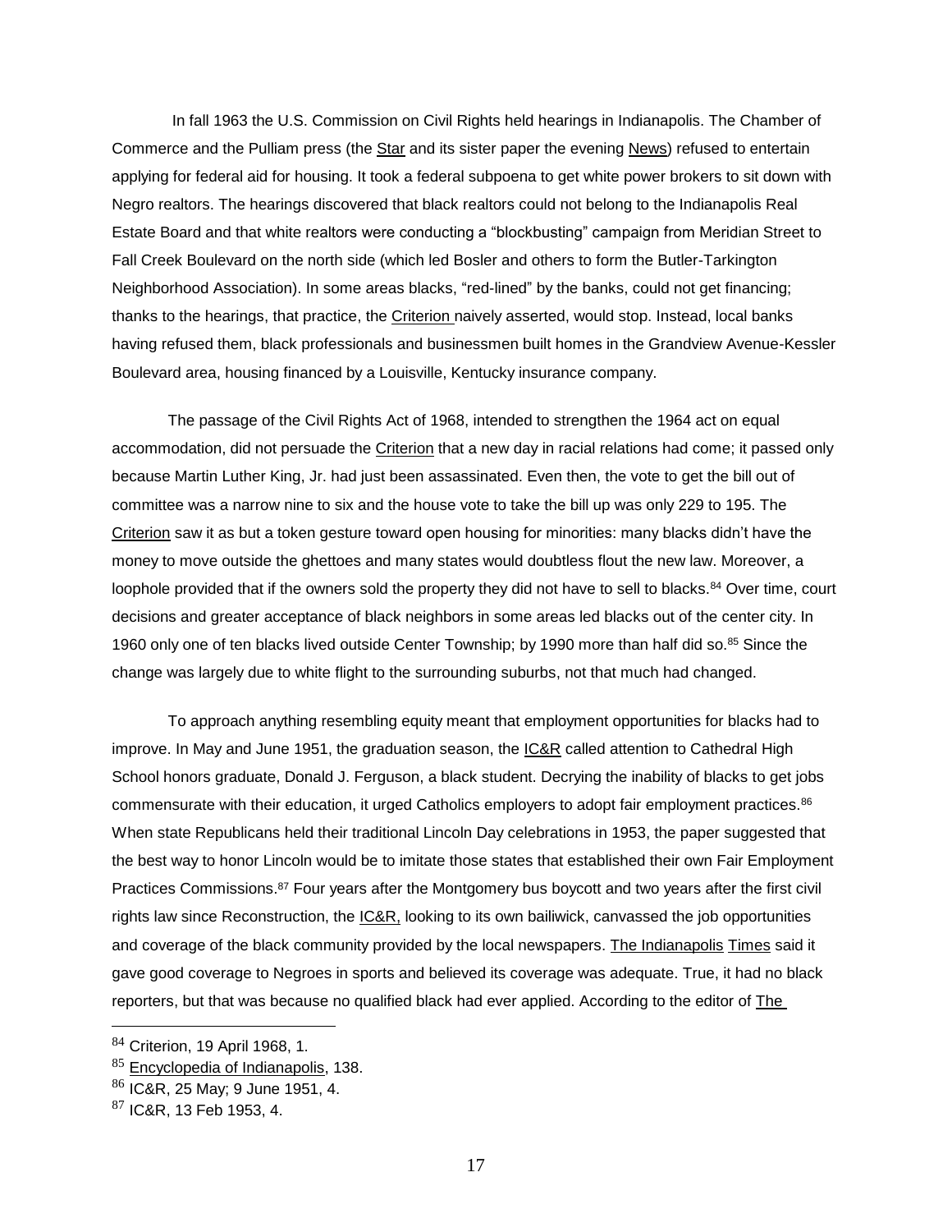In fall 1963 the U.S. Commission on Civil Rights held hearings in Indianapolis. The Chamber of Commerce and the Pulliam press (the Star and its sister paper the evening News) refused to entertain applying for federal aid for housing. It took a federal subpoena to get white power brokers to sit down with Negro realtors. The hearings discovered that black realtors could not belong to the Indianapolis Real Estate Board and that white realtors were conducting a "blockbusting" campaign from Meridian Street to Fall Creek Boulevard on the north side (which led Bosler and others to form the Butler-Tarkington Neighborhood Association). In some areas blacks, "red-lined" by the banks, could not get financing; thanks to the hearings, that practice, the Criterion naively asserted, would stop. Instead, local banks having refused them, black professionals and businessmen built homes in the Grandview Avenue-Kessler Boulevard area, housing financed by a Louisville, Kentucky insurance company.

The passage of the Civil Rights Act of 1968, intended to strengthen the 1964 act on equal accommodation, did not persuade the Criterion that a new day in racial relations had come; it passed only because Martin Luther King, Jr. had just been assassinated. Even then, the vote to get the bill out of committee was a narrow nine to six and the house vote to take the bill up was only 229 to 195. The Criterion saw it as but a token gesture toward open housing for minorities: many blacks didn't have the money to move outside the ghettoes and many states would doubtless flout the new law. Moreover, a loophole provided that if the owners sold the property they did not have to sell to blacks.[84] Over time, court decisions and greater acceptance of black neighbors in some areas led blacks out of the center city. In 1960 only one of ten blacks lived outside Center Township; by 1990 more than half did so.[85] Since the change was largely due to white flight to the surrounding suburbs, not that much had changed.

To approach anything resembling equity meant that employment opportunities for blacks had to improve. In May and June 1951, the graduation season, the IC&R called attention to Cathedral High School honors graduate, Donald J. Ferguson, a black student. Decrying the inability of blacks to get jobs commensurate with their education, it urged Catholics employers to adopt fair employment practices.[86] When state Republicans held their traditional Lincoln Day celebrations in 1953, the paper suggested that the best way to honor Lincoln would be to imitate those states that established their own Fair Employment Practices Commissions.[87] Four years after the Montgomery bus boycott and two years after the first civil rights law since Reconstruction, the IC&R, looking to its own bailiwick, canvassed the job opportunities and coverage of the black community provided by the local newspapers. The Indianapolis Times said it gave good coverage to Negroes in sports and believed its coverage was adequate. True, it had no black reporters, but that was because no qualified black had ever applied. According to the editor of The

---

[84] Criterion, 19 April 1968, 1.

[85] Encyclopedia of Indianapolis, 138.

[86] IC&R, 25 May; 9 June 1951, 4.

[87] IC&R, 13 Feb 1953, 4.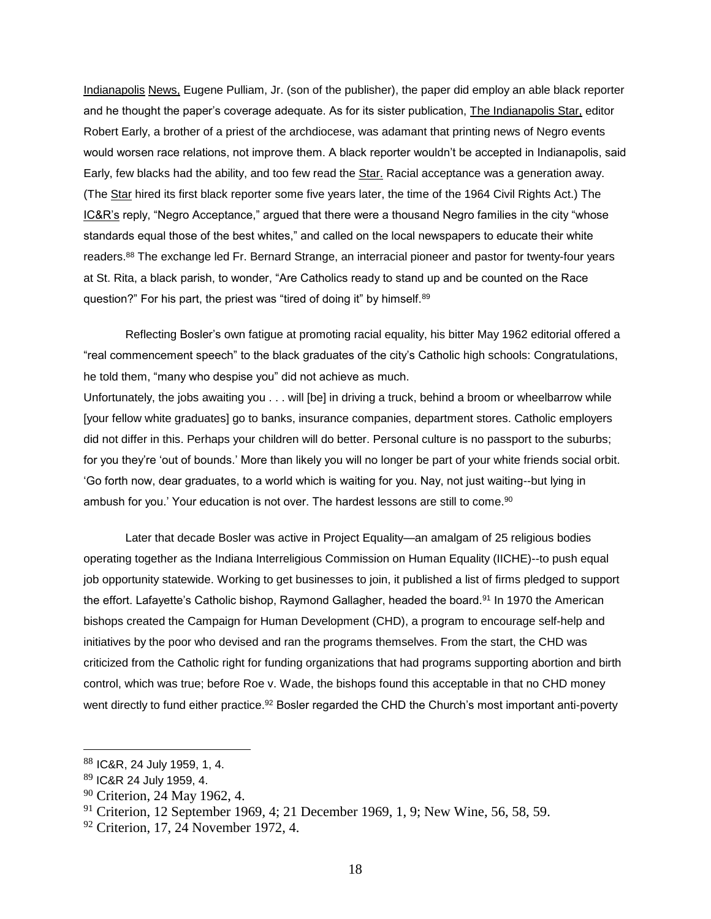Indianapolis News, Eugene Pulliam, Jr. (son of the publisher), the paper did employ an able black reporter and he thought the paper's coverage adequate. As for its sister publication, The Indianapolis Star, editor Robert Early, a brother of a priest of the archdiocese, was adamant that printing news of Negro events would worsen race relations, not improve them. A black reporter wouldn't be accepted in Indianapolis, said Early, few blacks had the ability, and too few read the Star. Racial acceptance was a generation away. (The Star hired its first black reporter some five years later, the time of the 1964 Civil Rights Act.) The IC&R's reply, "Negro Acceptance," argued that there were a thousand Negro families in the city "whose standards equal those of the best whites," and called on the local newspapers to educate their white readers.[88] The exchange led Fr. Bernard Strange, an interracial pioneer and pastor for twenty-four years at St. Rita, a black parish, to wonder, "Are Catholics ready to stand up and be counted on the Race question?" For his part, the priest was "tired of doing it" by himself.[89]

Reflecting Bosler's own fatigue at promoting racial equality, his bitter May 1962 editorial offered a "real commencement speech" to the black graduates of the city's Catholic high schools: Congratulations, he told them, "many who despise you" did not achieve as much.

Unfortunately, the jobs awaiting you . . . will [be] in driving a truck, behind a broom or wheelbarrow while [your fellow white graduates] go to banks, insurance companies, department stores. Catholic employers did not differ in this. Perhaps your children will do better. Personal culture is no passport to the suburbs; for you they're 'out of bounds.' More than likely you will no longer be part of your white friends social orbit. 'Go forth now, dear graduates, to a world which is waiting for you. Nay, not just waiting--but lying in ambush for you.' Your education is not over. The hardest lessons are still to come.[90]

Later that decade Bosler was active in Project Equality—an amalgam of 25 religious bodies operating together as the Indiana Interreligious Commission on Human Equality (IICHE)--to push equal job opportunity statewide. Working to get businesses to join, it published a list of firms pledged to support the effort. Lafayette's Catholic bishop, Raymond Gallagher, headed the board.[91] In 1970 the American bishops created the Campaign for Human Development (CHD), a program to encourage self-help and initiatives by the poor who devised and ran the programs themselves. From the start, the CHD was criticized from the Catholic right for funding organizations that had programs supporting abortion and birth control, which was true; before Roe v. Wade, the bishops found this acceptable in that no CHD money went directly to fund either practice.[92] Bosler regarded the CHD the Church's most important anti-poverty

---

[88] IC&R, 24 July 1959, 1, 4.

[89] IC&R 24 July 1959, 4.

[90] Criterion, 24 May 1962, 4.

[91] Criterion, 12 September 1969, 4; 21 December 1969, 1, 9; New Wine, 56, 58, 59.

[92] Criterion, 17, 24 November 1972, 4.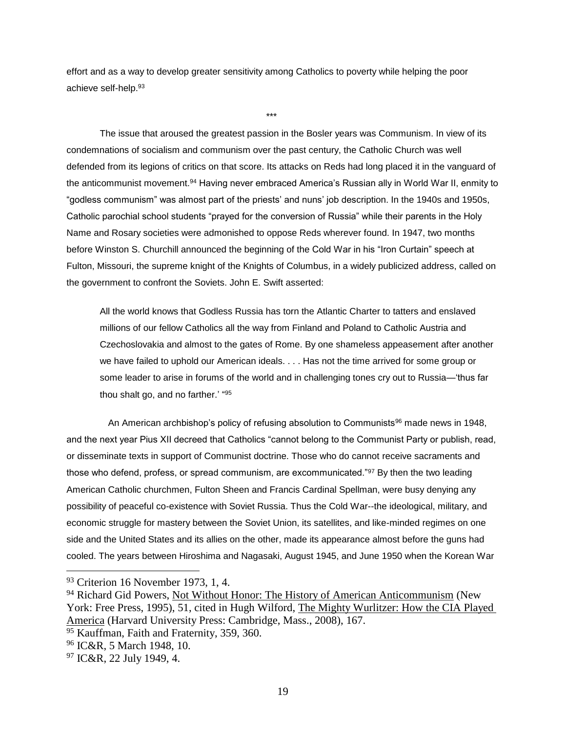effort and as a way to develop greater sensitivity among Catholics to poverty while helping the poor achieve self-help.[93]

\*\*\*

The issue that aroused the greatest passion in the Bosler years was Communism. In view of its condemnations of socialism and communism over the past century, the Catholic Church was well defended from its legions of critics on that score. Its attacks on Reds had long placed it in the vanguard of the anticommunist movement.[94] Having never embraced America's Russian ally in World War II, enmity to "godless communism" was almost part of the priests' and nuns' job description. In the 1940s and 1950s, Catholic parochial school students "prayed for the conversion of Russia" while their parents in the Holy Name and Rosary societies were admonished to oppose Reds wherever found. In 1947, two months before Winston S. Churchill announced the beginning of the Cold War in his "Iron Curtain" speech at Fulton, Missouri, the supreme knight of the Knights of Columbus, in a widely publicized address, called on the government to confront the Soviets. John E. Swift asserted:

> All the world knows that Godless Russia has torn the Atlantic Charter to tatters and enslaved millions of our fellow Catholics all the way from Finland and Poland to Catholic Austria and Czechoslovakia and almost to the gates of Rome. By one shameless appeasement after another we have failed to uphold our American ideals. . . . Has not the time arrived for some group or some leader to arise in forums of the world and in challenging tones cry out to Russia—'thus far thou shalt go, and no farther.' "[95]

An American archbishop's policy of refusing absolution to Communists[96] made news in 1948, and the next year Pius XII decreed that Catholics "cannot belong to the Communist Party or publish, read, or disseminate texts in support of Communist doctrine. Those who do cannot receive sacraments and those who defend, profess, or spread communism, are excommunicated."[97] By then the two leading American Catholic churchmen, Fulton Sheen and Francis Cardinal Spellman, were busy denying any possibility of peaceful co-existence with Soviet Russia. Thus the Cold War--the ideological, military, and economic struggle for mastery between the Soviet Union, its satellites, and like-minded regimes on one side and the United States and its allies on the other, made its appearance almost before the guns had cooled. The years between Hiroshima and Nagasaki, August 1945, and June 1950 when the Korean War

---

[93] Criterion 16 November 1973, 1, 4.

[94] Richard Gid Powers, Not Without Honor: The History of American Anticommunism (New York: Free Press, 1995), 51, cited in Hugh Wilford, The Mighty Wurlitzer: How the CIA Played America (Harvard University Press: Cambridge, Mass., 2008), 167.

[95] Kauffman, Faith and Fraternity, 359, 360.

[96] IC&R, 5 March 1948, 10.

[97] IC&R, 22 July 1949, 4.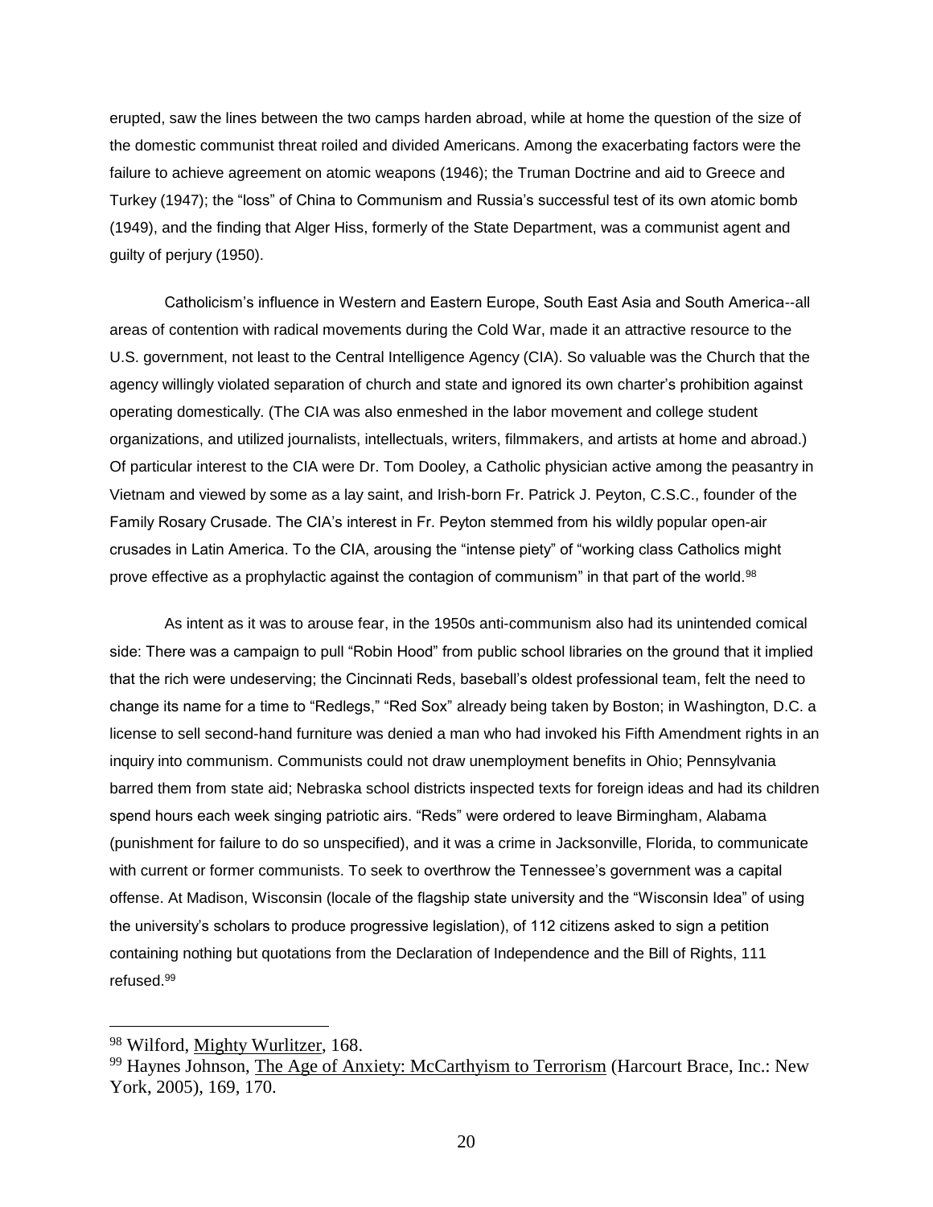erupted, saw the lines between the two camps harden abroad, while at home the question of the size of the domestic communist threat roiled and divided Americans. Among the exacerbating factors were the failure to achieve agreement on atomic weapons (1946); the Truman Doctrine and aid to Greece and Turkey (1947); the "loss" of China to Communism and Russia's successful test of its own atomic bomb (1949), and the finding that Alger Hiss, formerly of the State Department, was a communist agent and guilty of perjury (1950).

Catholicism's influence in Western and Eastern Europe, South East Asia and South America--all areas of contention with radical movements during the Cold War, made it an attractive resource to the U.S. government, not least to the Central Intelligence Agency (CIA). So valuable was the Church that the agency willingly violated separation of church and state and ignored its own charter's prohibition against operating domestically. (The CIA was also enmeshed in the labor movement and college student organizations, and utilized journalists, intellectuals, writers, filmmakers, and artists at home and abroad.) Of particular interest to the CIA were Dr. Tom Dooley, a Catholic physician active among the peasantry in Vietnam and viewed by some as a lay saint, and Irish-born Fr. Patrick J. Peyton, C.S.C., founder of the Family Rosary Crusade. The CIA's interest in Fr. Peyton stemmed from his wildly popular open-air crusades in Latin America. To the CIA, arousing the "intense piety" of "working class Catholics might prove effective as a prophylactic against the contagion of communism" in that part of the world.[98]

As intent as it was to arouse fear, in the 1950s anti-communism also had its unintended comical side: There was a campaign to pull "Robin Hood" from public school libraries on the ground that it implied that the rich were undeserving; the Cincinnati Reds, baseball's oldest professional team, felt the need to change its name for a time to "Redlegs," "Red Sox" already being taken by Boston; in Washington, D.C. a license to sell second-hand furniture was denied a man who had invoked his Fifth Amendment rights in an inquiry into communism. Communists could not draw unemployment benefits in Ohio; Pennsylvania barred them from state aid; Nebraska school districts inspected texts for foreign ideas and had its children spend hours each week singing patriotic airs. "Reds" were ordered to leave Birmingham, Alabama (punishment for failure to do so unspecified), and it was a crime in Jacksonville, Florida, to communicate with current or former communists. To seek to overthrow the Tennessee's government was a capital offense. At Madison, Wisconsin (locale of the flagship state university and the "Wisconsin Idea" of using the university's scholars to produce progressive legislation), of 112 citizens asked to sign a petition containing nothing but quotations from the Declaration of Independence and the Bill of Rights, 111 refused.[99]

---

[98] Wilford, Mighty Wurlitzer, 168.

[99] Haynes Johnson, The Age of Anxiety: McCarthyism to Terrorism (Harcourt Brace, Inc.: New York, 2005), 169, 170.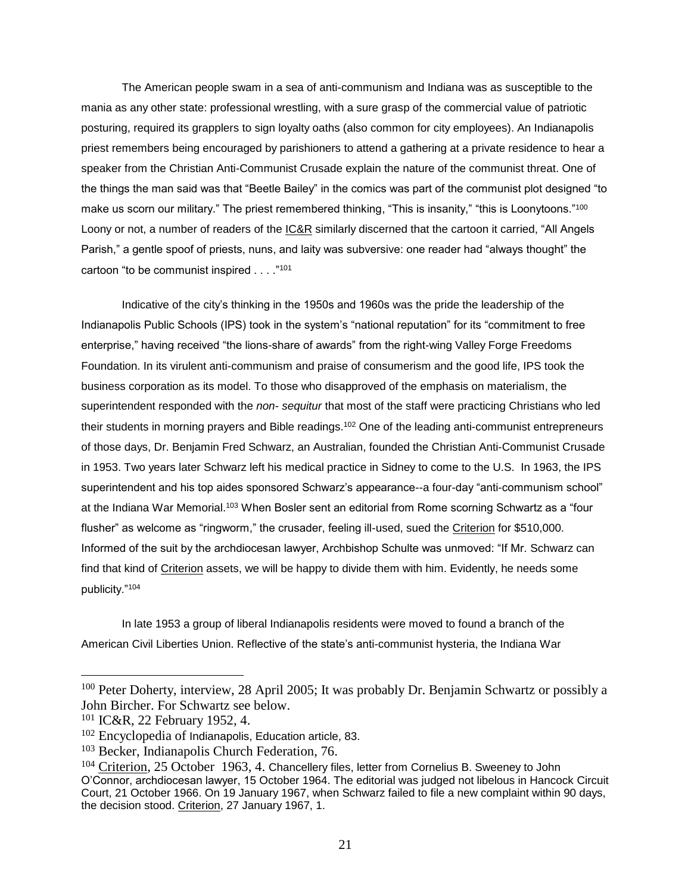The American people swam in a sea of anti-communism and Indiana was as susceptible to the mania as any other state: professional wrestling, with a sure grasp of the commercial value of patriotic posturing, required its grapplers to sign loyalty oaths (also common for city employees). An Indianapolis priest remembers being encouraged by parishioners to attend a gathering at a private residence to hear a speaker from the Christian Anti-Communist Crusade explain the nature of the communist threat. One of the things the man said was that "Beetle Bailey" in the comics was part of the communist plot designed "to make us scorn our military." The priest remembered thinking, "This is insanity," "this is Loonytoons."[100] Loony or not, a number of readers of the IC&R similarly discerned that the cartoon it carried, "All Angels Parish," a gentle spoof of priests, nuns, and laity was subversive: one reader had "always thought" the cartoon "to be communist inspired . . . ."[101]

Indicative of the city's thinking in the 1950s and 1960s was the pride the leadership of the Indianapolis Public Schools (IPS) took in the system's "national reputation" for its "commitment to free enterprise," having received "the lions-share of awards" from the right-wing Valley Forge Freedoms Foundation. In its virulent anti-communism and praise of consumerism and the good life, IPS took the business corporation as its model. To those who disapproved of the emphasis on materialism, the superintendent responded with the *non- sequitur* that most of the staff were practicing Christians who led their students in morning prayers and Bible readings.[102] One of the leading anti-communist entrepreneurs of those days, Dr. Benjamin Fred Schwarz, an Australian, founded the Christian Anti-Communist Crusade in 1953. Two years later Schwarz left his medical practice in Sidney to come to the U.S. In 1963, the IPS superintendent and his top aides sponsored Schwarz's appearance--a four-day "anti-communism school" at the Indiana War Memorial.[103] When Bosler sent an editorial from Rome scorning Schwartz as a "four flusher" as welcome as "ringworm," the crusader, feeling ill-used, sued the Criterion for $510,000. Informed of the suit by the archdiocesan lawyer, Archbishop Schulte was unmoved: "If Mr. Schwarz can find that kind of Criterion assets, we will be happy to divide them with him. Evidently, he needs some publicity."[104]

In late 1953 a group of liberal Indianapolis residents were moved to found a branch of the American Civil Liberties Union. Reflective of the state's anti-communist hysteria, the Indiana War

---

[100] Peter Doherty, interview, 28 April 2005; It was probably Dr. Benjamin Schwartz or possibly a John Bircher. For Schwartz see below.

[101] IC&R, 22 February 1952, 4.

[102] Encyclopedia of Indianapolis, Education article, 83.

[103] Becker, Indianapolis Church Federation, 76.

[104] Criterion, 25 October 1963, 4. Chancellery files, letter from Cornelius B. Sweeney to John O'Connor, archdiocesan lawyer, 15 October 1964. The editorial was judged not libelous in Hancock Circuit Court, 21 October 1966. On 19 January 1967, when Schwarz failed to file a new complaint within 90 days, the decision stood. Criterion, 27 January 1967, 1.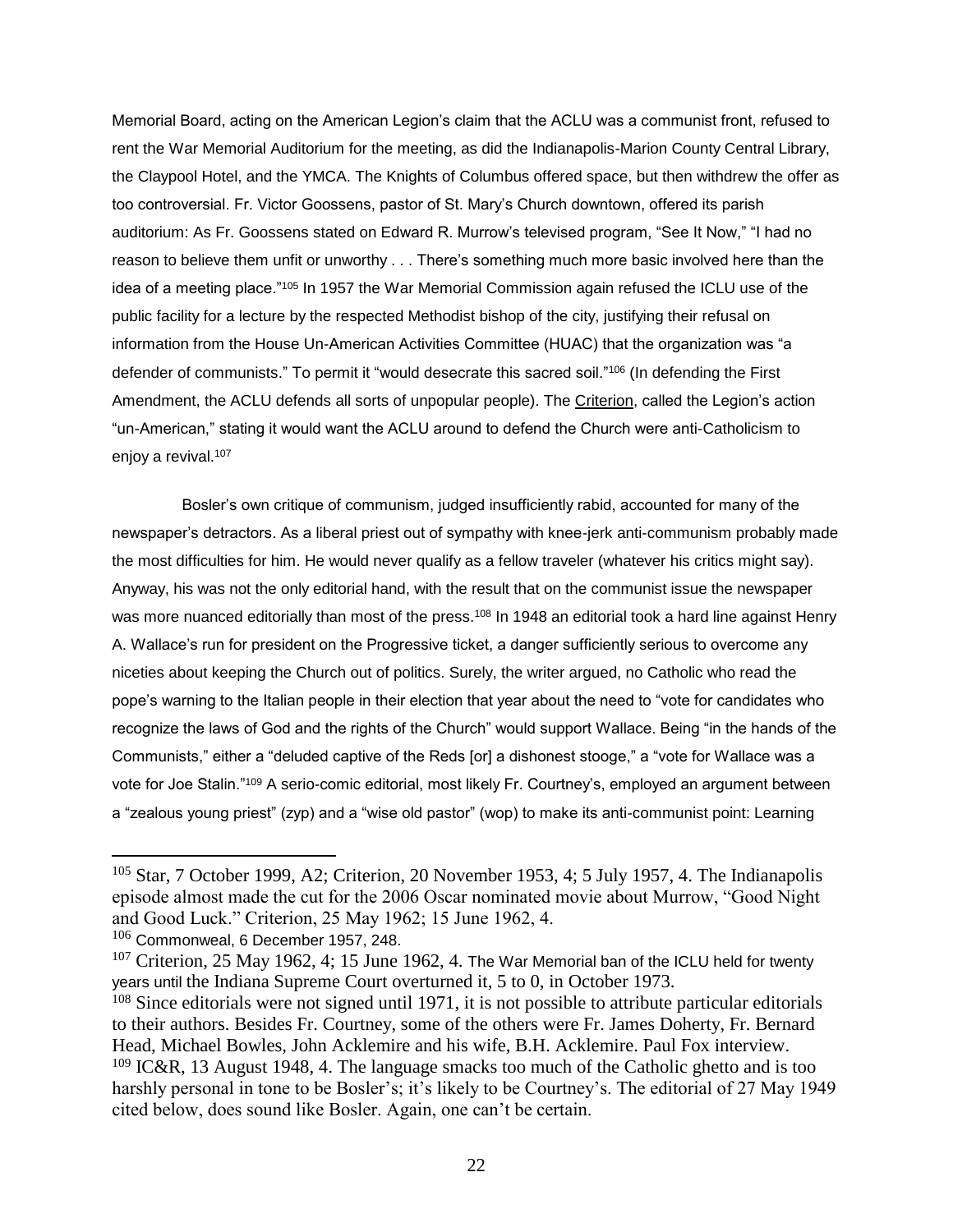Memorial Board, acting on the American Legion's claim that the ACLU was a communist front, refused to rent the War Memorial Auditorium for the meeting, as did the Indianapolis-Marion County Central Library, the Claypool Hotel, and the YMCA. The Knights of Columbus offered space, but then withdrew the offer as too controversial. Fr. Victor Goossens, pastor of St. Mary's Church downtown, offered its parish auditorium: As Fr. Goossens stated on Edward R. Murrow's televised program, "See It Now," "I had no reason to believe them unfit or unworthy . . . There's something much more basic involved here than the idea of a meeting place."[105] In 1957 the War Memorial Commission again refused the ICLU use of the public facility for a lecture by the respected Methodist bishop of the city, justifying their refusal on information from the House Un-American Activities Committee (HUAC) that the organization was "a defender of communists." To permit it "would desecrate this sacred soil."[106] (In defending the First Amendment, the ACLU defends all sorts of unpopular people). The Criterion, called the Legion's action "un-American," stating it would want the ACLU around to defend the Church were anti-Catholicism to enjoy a revival.[107]

Bosler's own critique of communism, judged insufficiently rabid, accounted for many of the newspaper's detractors. As a liberal priest out of sympathy with knee-jerk anti-communism probably made the most difficulties for him. He would never qualify as a fellow traveler (whatever his critics might say). Anyway, his was not the only editorial hand, with the result that on the communist issue the newspaper was more nuanced editorially than most of the press.[108] In 1948 an editorial took a hard line against Henry A. Wallace's run for president on the Progressive ticket, a danger sufficiently serious to overcome any niceties about keeping the Church out of politics. Surely, the writer argued, no Catholic who read the pope's warning to the Italian people in their election that year about the need to "vote for candidates who recognize the laws of God and the rights of the Church" would support Wallace. Being "in the hands of the Communists," either a "deluded captive of the Reds [or] a dishonest stooge," a "vote for Wallace was a vote for Joe Stalin."[109] A serio-comic editorial, most likely Fr. Courtney's, employed an argument between a "zealous young priest" (zyp) and a "wise old pastor" (wop) to make its anti-communist point: Learning

---

[105] Star, 7 October 1999, A2; Criterion, 20 November 1953, 4; 5 July 1957, 4. The Indianapolis episode almost made the cut for the 2006 Oscar nominated movie about Murrow, "Good Night and Good Luck." Criterion, 25 May 1962; 15 June 1962, 4.

[106] Commonweal, 6 December 1957, 248.

[107] Criterion, 25 May 1962, 4; 15 June 1962, 4. The War Memorial ban of the ICLU held for twenty years until the Indiana Supreme Court overturned it, 5 to 0, in October 1973.

[108] Since editorials were not signed until 1971, it is not possible to attribute particular editorials to their authors. Besides Fr. Courtney, some of the others were Fr. James Doherty, Fr. Bernard Head, Michael Bowles, John Acklemire and his wife, B.H. Acklemire. Paul Fox interview.

[109] IC&R, 13 August 1948, 4. The language smacks too much of the Catholic ghetto and is too harshly personal in tone to be Bosler's; it's likely to be Courtney's. The editorial of 27 May 1949 cited below, does sound like Bosler. Again, one can't be certain.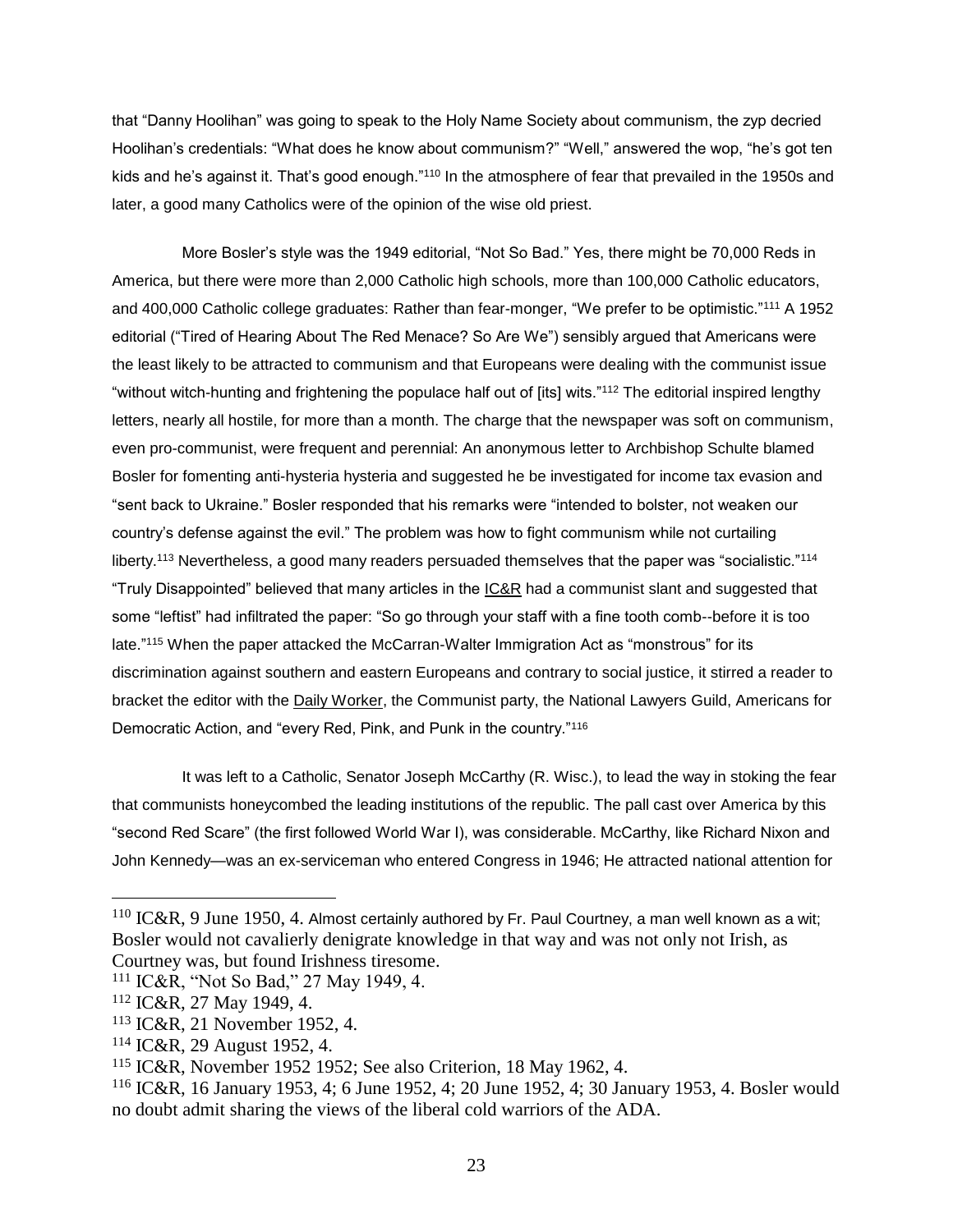that "Danny Hoolihan" was going to speak to the Holy Name Society about communism, the zyp decried Hoolihan's credentials: "What does he know about communism?" "Well," answered the wop, "he's got ten kids and he's against it. That's good enough."[110] In the atmosphere of fear that prevailed in the 1950s and later, a good many Catholics were of the opinion of the wise old priest.

More Bosler's style was the 1949 editorial, "Not So Bad." Yes, there might be 70,000 Reds in America, but there were more than 2,000 Catholic high schools, more than 100,000 Catholic educators, and 400,000 Catholic college graduates: Rather than fear-monger, "We prefer to be optimistic."[111] A 1952 editorial ("Tired of Hearing About The Red Menace? So Are We") sensibly argued that Americans were the least likely to be attracted to communism and that Europeans were dealing with the communist issue "without witch-hunting and frightening the populace half out of [its] wits."[112] The editorial inspired lengthy letters, nearly all hostile, for more than a month. The charge that the newspaper was soft on communism, even pro-communist, were frequent and perennial: An anonymous letter to Archbishop Schulte blamed Bosler for fomenting anti-hysteria hysteria and suggested he be investigated for income tax evasion and "sent back to Ukraine." Bosler responded that his remarks were "intended to bolster, not weaken our country's defense against the evil." The problem was how to fight communism while not curtailing liberty.[113] Nevertheless, a good many readers persuaded themselves that the paper was "socialistic."[114] "Truly Disappointed" believed that many articles in the IC&R had a communist slant and suggested that some "leftist" had infiltrated the paper: "So go through your staff with a fine tooth comb--before it is too late."[115] When the paper attacked the McCarran-Walter Immigration Act as "monstrous" for its discrimination against southern and eastern Europeans and contrary to social justice, it stirred a reader to bracket the editor with the Daily Worker, the Communist party, the National Lawyers Guild, Americans for Democratic Action, and "every Red, Pink, and Punk in the country."[116]

It was left to a Catholic, Senator Joseph McCarthy (R. Wisc.), to lead the way in stoking the fear that communists honeycombed the leading institutions of the republic. The pall cast over America by this "second Red Scare" (the first followed World War I), was considerable. McCarthy, like Richard Nixon and John Kennedy—was an ex-serviceman who entered Congress in 1946; He attracted national attention for

---

[110] IC&R, 9 June 1950, 4. Almost certainly authored by Fr. Paul Courtney, a man well known as a wit; Bosler would not cavalierly denigrate knowledge in that way and was not only not Irish, as Courtney was, but found Irishness tiresome.

[111] IC&R, "Not So Bad," 27 May 1949, 4.

[112] IC&R, 27 May 1949, 4.

[113] IC&R, 21 November 1952, 4.

[114] IC&R, 29 August 1952, 4.

[115] IC&R, November 1952 1952; See also Criterion, 18 May 1962, 4.

[116] IC&R, 16 January 1953, 4; 6 June 1952, 4; 20 June 1952, 4; 30 January 1953, 4. Bosler would no doubt admit sharing the views of the liberal cold warriors of the ADA.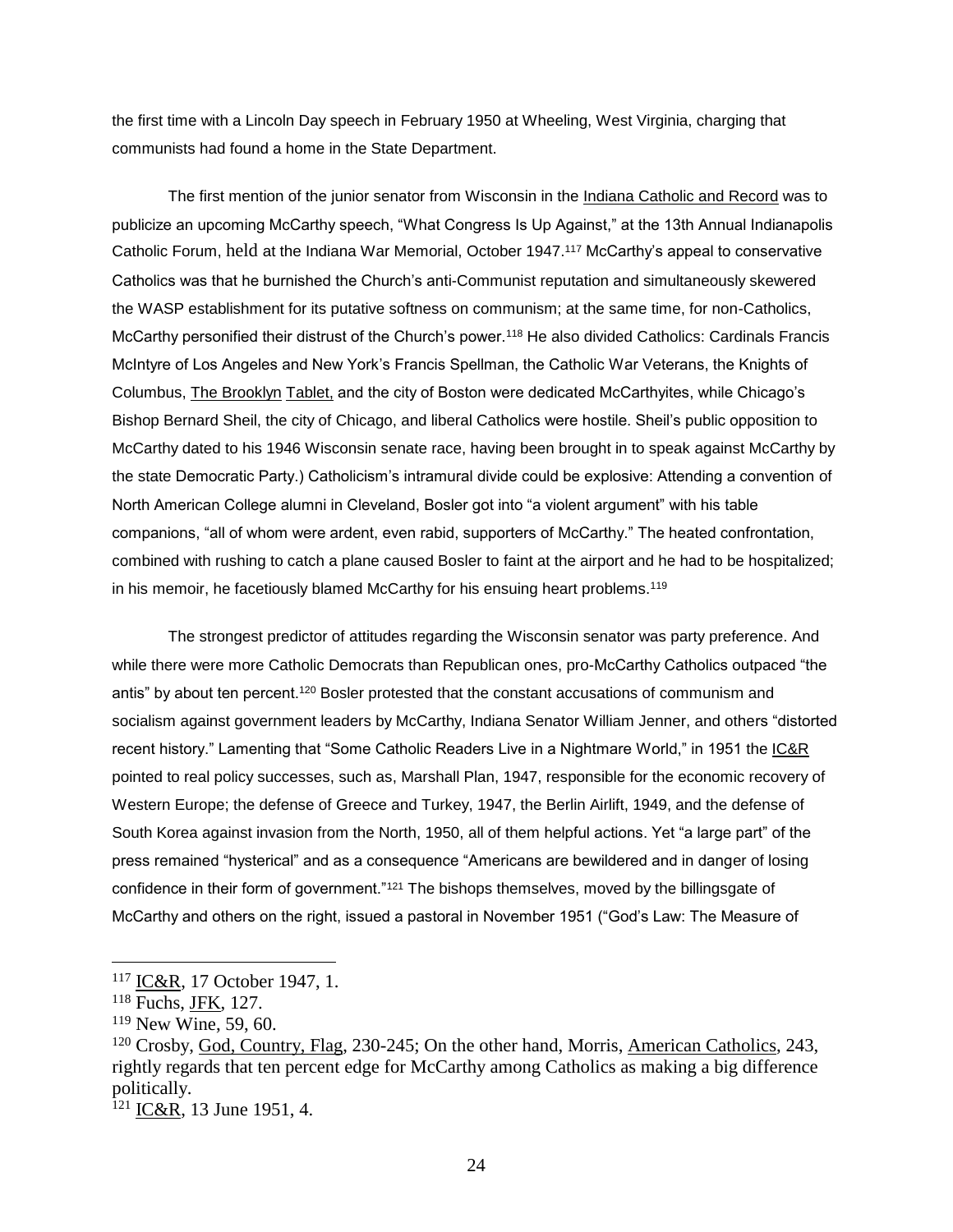the first time with a Lincoln Day speech in February 1950 at Wheeling, West Virginia, charging that communists had found a home in the State Department.

The first mention of the junior senator from Wisconsin in the Indiana Catholic and Record was to publicize an upcoming McCarthy speech, "What Congress Is Up Against," at the 13th Annual Indianapolis Catholic Forum, held at the Indiana War Memorial, October 1947.[117] McCarthy's appeal to conservative Catholics was that he burnished the Church's anti-Communist reputation and simultaneously skewered the WASP establishment for its putative softness on communism; at the same time, for non-Catholics, McCarthy personified their distrust of the Church's power.[118] He also divided Catholics: Cardinals Francis McIntyre of Los Angeles and New York's Francis Spellman, the Catholic War Veterans, the Knights of Columbus, The Brooklyn Tablet, and the city of Boston were dedicated McCarthyites, while Chicago's Bishop Bernard Sheil, the city of Chicago, and liberal Catholics were hostile. Sheil's public opposition to McCarthy dated to his 1946 Wisconsin senate race, having been brought in to speak against McCarthy by the state Democratic Party.) Catholicism's intramural divide could be explosive: Attending a convention of North American College alumni in Cleveland, Bosler got into "a violent argument" with his table companions, "all of whom were ardent, even rabid, supporters of McCarthy." The heated confrontation, combined with rushing to catch a plane caused Bosler to faint at the airport and he had to be hospitalized; in his memoir, he facetiously blamed McCarthy for his ensuing heart problems.[119]

The strongest predictor of attitudes regarding the Wisconsin senator was party preference. And while there were more Catholic Democrats than Republican ones, pro-McCarthy Catholics outpaced "the antis" by about ten percent.[120] Bosler protested that the constant accusations of communism and socialism against government leaders by McCarthy, Indiana Senator William Jenner, and others "distorted recent history." Lamenting that "Some Catholic Readers Live in a Nightmare World," in 1951 the IC&R pointed to real policy successes, such as, Marshall Plan, 1947, responsible for the economic recovery of Western Europe; the defense of Greece and Turkey, 1947, the Berlin Airlift, 1949, and the defense of South Korea against invasion from the North, 1950, all of them helpful actions. Yet "a large part" of the press remained "hysterical" and as a consequence "Americans are bewildered and in danger of losing confidence in their form of government."[121] The bishops themselves, moved by the billingsgate of McCarthy and others on the right, issued a pastoral in November 1951 ("God's Law: The Measure of

---

[117] IC&R, 17 October 1947, 1.

[118] Fuchs, JFK, 127.

[119] New Wine, 59, 60.

[120] Crosby, God, Country, Flag, 230-245; On the other hand, Morris, American Catholics, 243, rightly regards that ten percent edge for McCarthy among Catholics as making a big difference politically.

[121] IC&R, 13 June 1951, 4.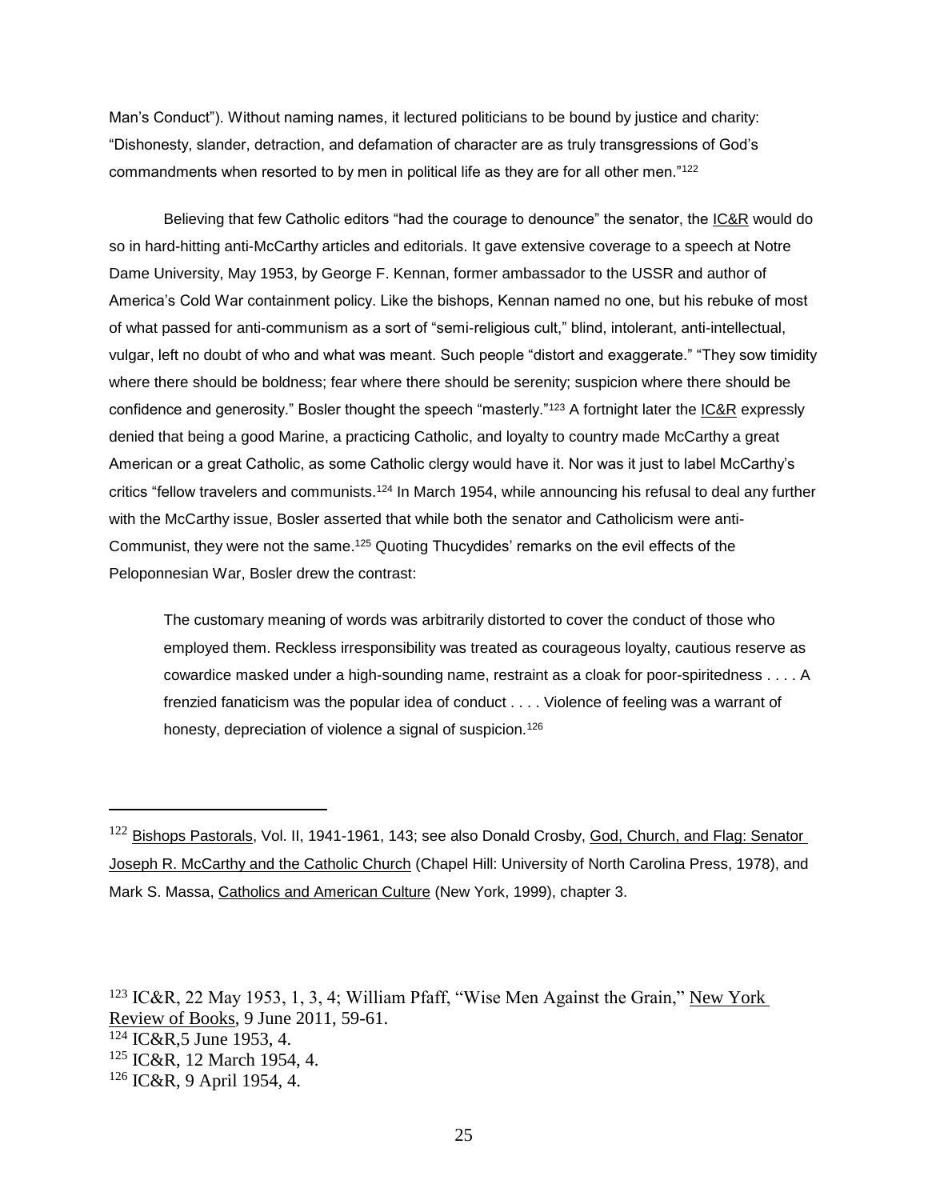Man's Conduct"). Without naming names, it lectured politicians to be bound by justice and charity: "Dishonesty, slander, detraction, and defamation of character are as truly transgressions of God's commandments when resorted to by men in political life as they are for all other men."[122]

Believing that few Catholic editors "had the courage to denounce" the senator, the IC&R would do so in hard-hitting anti-McCarthy articles and editorials. It gave extensive coverage to a speech at Notre Dame University, May 1953, by George F. Kennan, former ambassador to the USSR and author of America's Cold War containment policy. Like the bishops, Kennan named no one, but his rebuke of most of what passed for anti-communism as a sort of "semi-religious cult," blind, intolerant, anti-intellectual, vulgar, left no doubt of who and what was meant. Such people "distort and exaggerate." "They sow timidity where there should be boldness; fear where there should be serenity; suspicion where there should be confidence and generosity." Bosler thought the speech "masterly."[123] A fortnight later the IC&R expressly denied that being a good Marine, a practicing Catholic, and loyalty to country made McCarthy a great American or a great Catholic, as some Catholic clergy would have it. Nor was it just to label McCarthy's critics "fellow travelers and communists.[124] In March 1954, while announcing his refusal to deal any further with the McCarthy issue, Bosler asserted that while both the senator and Catholicism were anti-Communist, they were not the same.[125] Quoting Thucydides' remarks on the evil effects of the Peloponnesian War, Bosler drew the contrast:

> The customary meaning of words was arbitrarily distorted to cover the conduct of those who employed them. Reckless irresponsibility was treated as courageous loyalty, cautious reserve as cowardice masked under a high-sounding name, restraint as a cloak for poor-spiritedness . . . . A frenzied fanaticism was the popular idea of conduct . . . . Violence of feeling was a warrant of honesty, depreciation of violence a signal of suspicion.[126]

---

[122] Bishops Pastorals, Vol. II, 1941-1961, 143; see also Donald Crosby, God, Church, and Flag: Senator Joseph R. McCarthy and the Catholic Church (Chapel Hill: University of North Carolina Press, 1978), and Mark S. Massa, Catholics and American Culture (New York, 1999), chapter 3.

[123] IC&R, 22 May 1953, 1, 3, 4; William Pfaff, "Wise Men Against the Grain," New York Review of Books, 9 June 2011, 59-61.

[124] IC&R,5 June 1953, 4.

[125] IC&R, 12 March 1954, 4.

[126] IC&R, 9 April 1954, 4.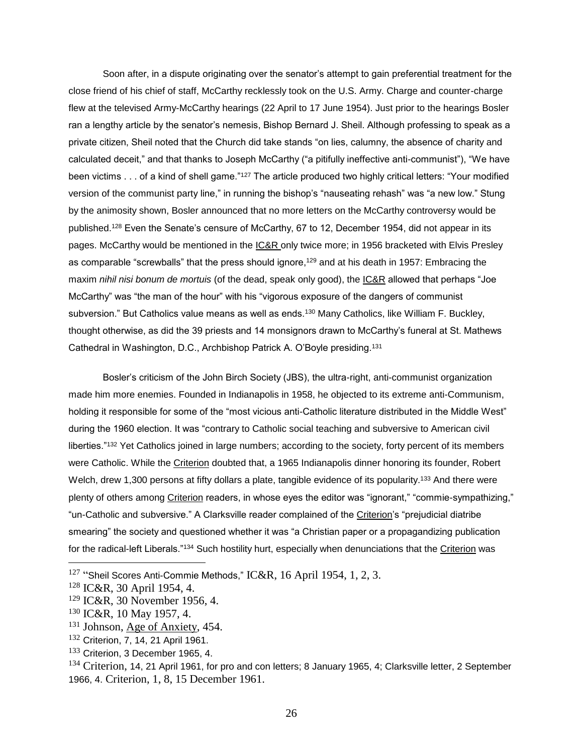Soon after, in a dispute originating over the senator's attempt to gain preferential treatment for the close friend of his chief of staff, McCarthy recklessly took on the U.S. Army. Charge and counter-charge flew at the televised Army-McCarthy hearings (22 April to 17 June 1954). Just prior to the hearings Bosler ran a lengthy article by the senator's nemesis, Bishop Bernard J. Sheil. Although professing to speak as a private citizen, Sheil noted that the Church did take stands "on lies, calumny, the absence of charity and calculated deceit," and that thanks to Joseph McCarthy ("a pitifully ineffective anti-communist"), "We have been victims . . . of a kind of shell game."[127] The article produced two highly critical letters: "Your modified version of the communist party line," in running the bishop's "nauseating rehash" was "a new low." Stung by the animosity shown, Bosler announced that no more letters on the McCarthy controversy would be published.[128] Even the Senate's censure of McCarthy, 67 to 12, December 1954, did not appear in its pages. McCarthy would be mentioned in the IC&R only twice more; in 1956 bracketed with Elvis Presley as comparable "screwballs" that the press should ignore,[129] and at his death in 1957: Embracing the maxim *nihil nisi bonum de mortuis* (of the dead, speak only good), the IC&R allowed that perhaps "Joe McCarthy" was "the man of the hour" with his "vigorous exposure of the dangers of communist subversion." But Catholics value means as well as ends.[130] Many Catholics, like William F. Buckley, thought otherwise, as did the 39 priests and 14 monsignors drawn to McCarthy's funeral at St. Mathews Cathedral in Washington, D.C., Archbishop Patrick A. O'Boyle presiding.[131]

Bosler's criticism of the John Birch Society (JBS), the ultra-right, anti-communist organization made him more enemies. Founded in Indianapolis in 1958, he objected to its extreme anti-Communism, holding it responsible for some of the "most vicious anti-Catholic literature distributed in the Middle West" during the 1960 election. It was "contrary to Catholic social teaching and subversive to American civil liberties."[132] Yet Catholics joined in large numbers; according to the society, forty percent of its members were Catholic. While the Criterion doubted that, a 1965 Indianapolis dinner honoring its founder, Robert Welch, drew 1,300 persons at fifty dollars a plate, tangible evidence of its popularity.[133] And there were plenty of others among Criterion readers, in whose eyes the editor was "ignorant," "commie-sympathizing," "un-Catholic and subversive." A Clarksville reader complained of the Criterion's "prejudicial diatribe smearing" the society and questioned whether it was "a Christian paper or a propagandizing publication for the radical-left Liberals."[134] Such hostility hurt, especially when denunciations that the Criterion was

---

[127] "Sheil Scores Anti-Commie Methods," IC&R, 16 April 1954, 1, 2, 3.

[128] IC&R, 30 April 1954, 4.

[129] IC&R, 30 November 1956, 4.

[130] IC&R, 10 May 1957, 4.

[131] Johnson, Age of Anxiety, 454.

[132] Criterion, 7, 14, 21 April 1961.

[133] Criterion, 3 December 1965, 4.

[134] Criterion, 14, 21 April 1961, for pro and con letters; 8 January 1965, 4; Clarksville letter, 2 September 1966, 4. Criterion, 1, 8, 15 December 1961.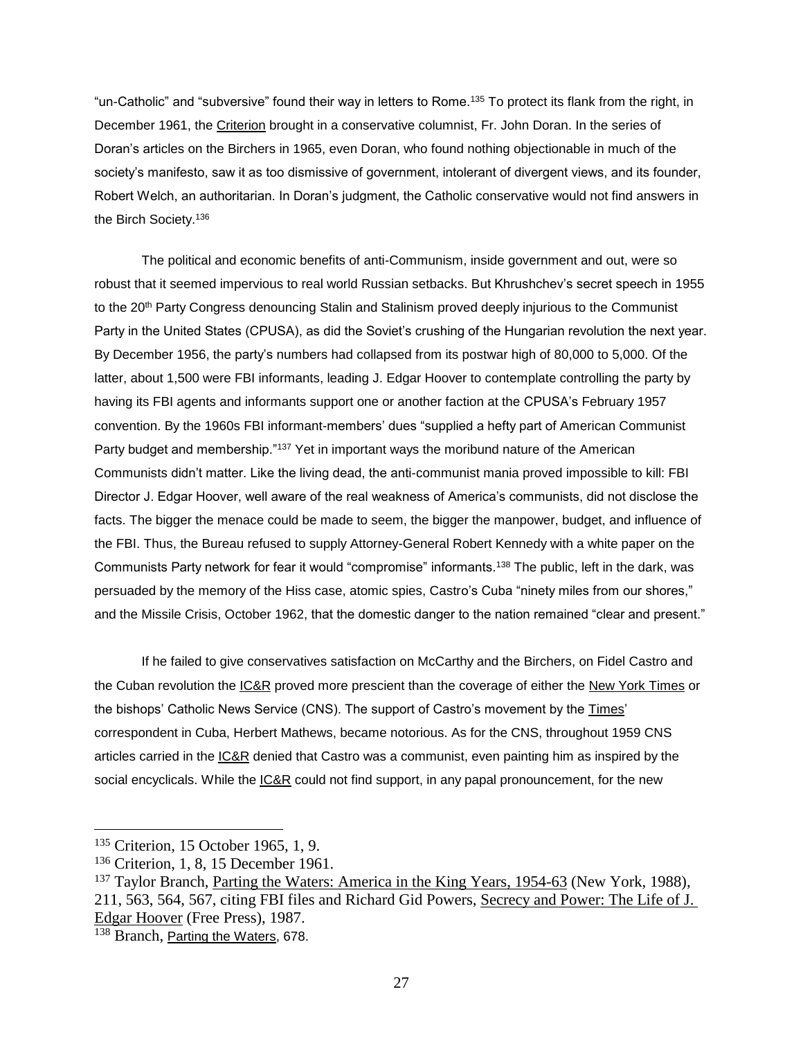"un-Catholic" and "subversive" found their way in letters to Rome.[135] To protect its flank from the right, in December 1961, the Criterion brought in a conservative columnist, Fr. John Doran. In the series of Doran's articles on the Birchers in 1965, even Doran, who found nothing objectionable in much of the society's manifesto, saw it as too dismissive of government, intolerant of divergent views, and its founder, Robert Welch, an authoritarian. In Doran's judgment, the Catholic conservative would not find answers in the Birch Society.[136]

The political and economic benefits of anti-Communism, inside government and out, were so robust that it seemed impervious to real world Russian setbacks. But Khrushchev's secret speech in 1955 to the 20th Party Congress denouncing Stalin and Stalinism proved deeply injurious to the Communist Party in the United States (CPUSA), as did the Soviet's crushing of the Hungarian revolution the next year. By December 1956, the party's numbers had collapsed from its postwar high of 80,000 to 5,000. Of the latter, about 1,500 were FBI informants, leading J. Edgar Hoover to contemplate controlling the party by having its FBI agents and informants support one or another faction at the CPUSA's February 1957 convention. By the 1960s FBI informant-members' dues "supplied a hefty part of American Communist Party budget and membership."[137] Yet in important ways the moribund nature of the American Communists didn't matter. Like the living dead, the anti-communist mania proved impossible to kill: FBI Director J. Edgar Hoover, well aware of the real weakness of America's communists, did not disclose the facts. The bigger the menace could be made to seem, the bigger the manpower, budget, and influence of the FBI. Thus, the Bureau refused to supply Attorney-General Robert Kennedy with a white paper on the Communists Party network for fear it would "compromise" informants.[138] The public, left in the dark, was persuaded by the memory of the Hiss case, atomic spies, Castro's Cuba "ninety miles from our shores," and the Missile Crisis, October 1962, that the domestic danger to the nation remained "clear and present."

If he failed to give conservatives satisfaction on McCarthy and the Birchers, on Fidel Castro and the Cuban revolution the IC&R proved more prescient than the coverage of either the New York Times or the bishops' Catholic News Service (CNS). The support of Castro's movement by the Times' correspondent in Cuba, Herbert Mathews, became notorious. As for the CNS, throughout 1959 CNS articles carried in the IC&R denied that Castro was a communist, even painting him as inspired by the social encyclicals. While the IC&R could not find support, in any papal pronouncement, for the new

---

[135] Criterion, 15 October 1965, 1, 9.

[136] Criterion, 1, 8, 15 December 1961.

[137] Taylor Branch, Parting the Waters: America in the King Years, 1954-63 (New York, 1988), 211, 563, 564, 567, citing FBI files and Richard Gid Powers, Secrecy and Power: The Life of J. Edgar Hoover (Free Press), 1987.

[138] Branch, Parting the Waters, 678.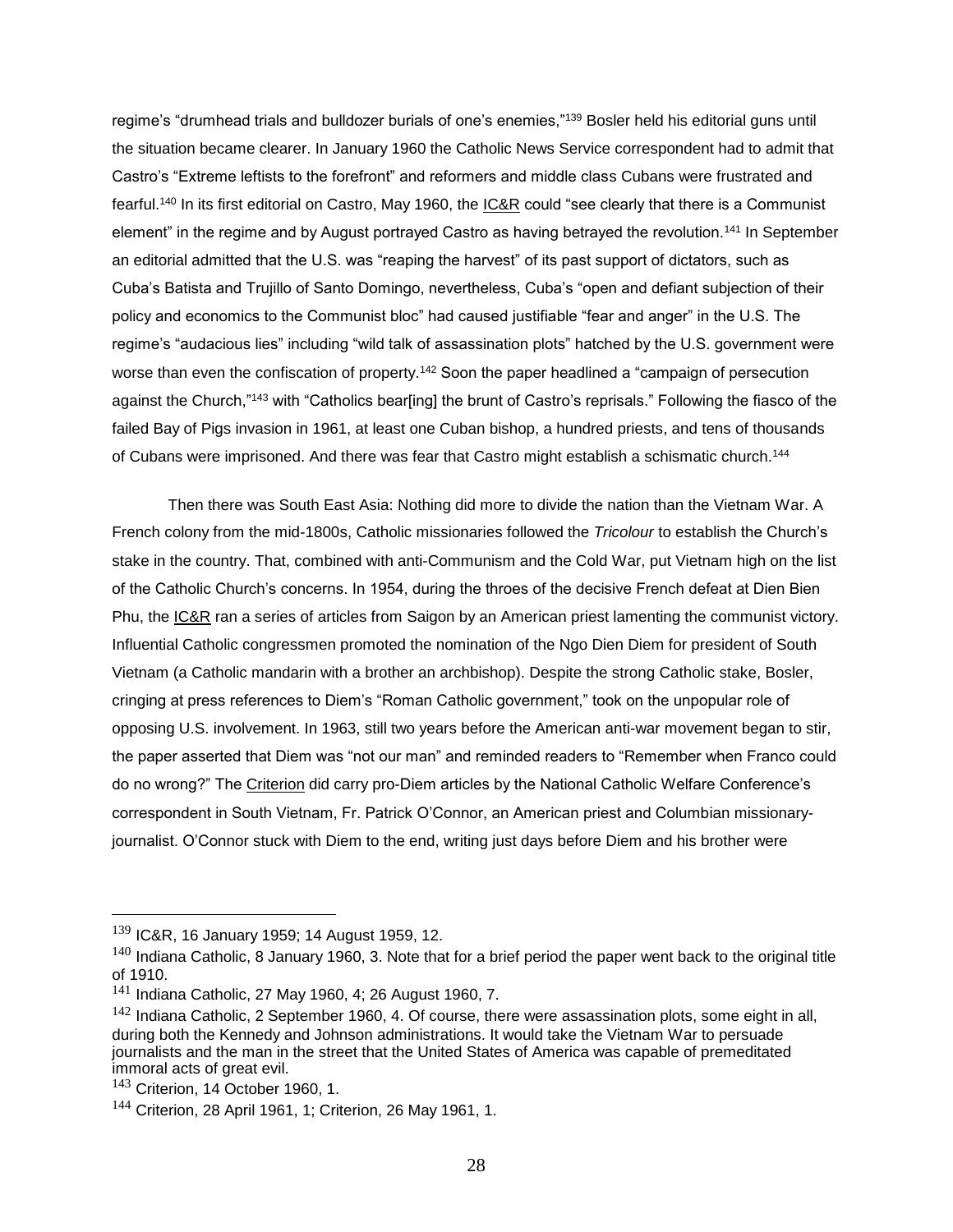regime's "drumhead trials and bulldozer burials of one's enemies,"[139] Bosler held his editorial guns until the situation became clearer. In January 1960 the Catholic News Service correspondent had to admit that Castro's "Extreme leftists to the forefront" and reformers and middle class Cubans were frustrated and fearful.[140] In its first editorial on Castro, May 1960, the IC&R could "see clearly that there is a Communist element" in the regime and by August portrayed Castro as having betrayed the revolution.[141] In September an editorial admitted that the U.S. was "reaping the harvest" of its past support of dictators, such as Cuba's Batista and Trujillo of Santo Domingo, nevertheless, Cuba's "open and defiant subjection of their policy and economics to the Communist bloc" had caused justifiable "fear and anger" in the U.S. The regime's "audacious lies" including "wild talk of assassination plots" hatched by the U.S. government were worse than even the confiscation of property.[142] Soon the paper headlined a "campaign of persecution against the Church,"[143] with "Catholics bear[ing] the brunt of Castro's reprisals." Following the fiasco of the failed Bay of Pigs invasion in 1961, at least one Cuban bishop, a hundred priests, and tens of thousands of Cubans were imprisoned. And there was fear that Castro might establish a schismatic church.[144]

Then there was South East Asia: Nothing did more to divide the nation than the Vietnam War. A French colony from the mid-1800s, Catholic missionaries followed the *Tricolour* to establish the Church's stake in the country. That, combined with anti-Communism and the Cold War, put Vietnam high on the list of the Catholic Church's concerns. In 1954, during the throes of the decisive French defeat at Dien Bien Phu, the IC&R ran a series of articles from Saigon by an American priest lamenting the communist victory. Influential Catholic congressmen promoted the nomination of the Ngo Dien Diem for president of South Vietnam (a Catholic mandarin with a brother an archbishop). Despite the strong Catholic stake, Bosler, cringing at press references to Diem's "Roman Catholic government," took on the unpopular role of opposing U.S. involvement. In 1963, still two years before the American anti-war movement began to stir, the paper asserted that Diem was "not our man" and reminded readers to "Remember when Franco could do no wrong?" The Criterion did carry pro-Diem articles by the National Catholic Welfare Conference's correspondent in South Vietnam, Fr. Patrick O'Connor, an American priest and Columbian missionary-journalist. O'Connor stuck with Diem to the end, writing just days before Diem and his brother were

---

[139] IC&R, 16 January 1959; 14 August 1959, 12.

[140] Indiana Catholic, 8 January 1960, 3. Note that for a brief period the paper went back to the original title of 1910.

[141] Indiana Catholic, 27 May 1960, 4; 26 August 1960, 7.

[142] Indiana Catholic, 2 September 1960, 4. Of course, there were assassination plots, some eight in all, during both the Kennedy and Johnson administrations. It would take the Vietnam War to persuade journalists and the man in the street that the United States of America was capable of premeditated immoral acts of great evil.

[143] Criterion, 14 October 1960, 1.

[144] Criterion, 28 April 1961, 1; Criterion, 26 May 1961, 1.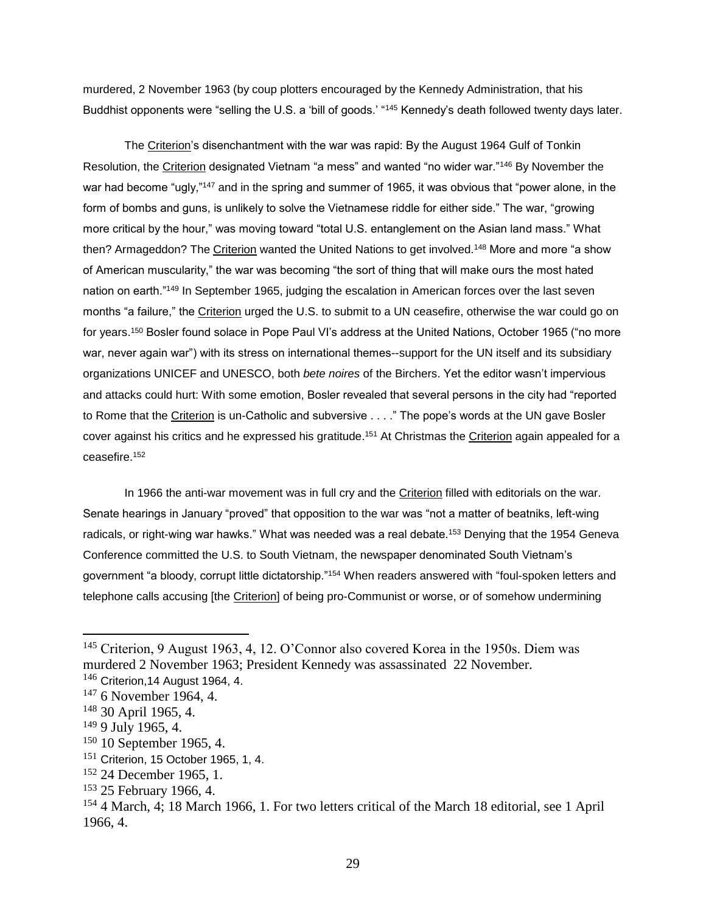murdered, 2 November 1963 (by coup plotters encouraged by the Kennedy Administration, that his Buddhist opponents were "selling the U.S. a 'bill of goods.' "[145] Kennedy's death followed twenty days later.

The Criterion's disenchantment with the war was rapid: By the August 1964 Gulf of Tonkin Resolution, the Criterion designated Vietnam "a mess" and wanted "no wider war."[146] By November the war had become "ugly,"[147] and in the spring and summer of 1965, it was obvious that "power alone, in the form of bombs and guns, is unlikely to solve the Vietnamese riddle for either side." The war, "growing more critical by the hour," was moving toward "total U.S. entanglement on the Asian land mass." What then? Armageddon? The Criterion wanted the United Nations to get involved.[148] More and more "a show of American muscularity," the war was becoming "the sort of thing that will make ours the most hated nation on earth."[149] In September 1965, judging the escalation in American forces over the last seven months "a failure," the Criterion urged the U.S. to submit to a UN ceasefire, otherwise the war could go on for years.[150] Bosler found solace in Pope Paul VI's address at the United Nations, October 1965 ("no more war, never again war") with its stress on international themes--support for the UN itself and its subsidiary organizations UNICEF and UNESCO, both *bete noires* of the Birchers. Yet the editor wasn't impervious and attacks could hurt: With some emotion, Bosler revealed that several persons in the city had "reported to Rome that the Criterion is un-Catholic and subversive . . . ." The pope's words at the UN gave Bosler cover against his critics and he expressed his gratitude.[151] At Christmas the Criterion again appealed for a ceasefire.[152]

In 1966 the anti-war movement was in full cry and the Criterion filled with editorials on the war. Senate hearings in January "proved" that opposition to the war was "not a matter of beatniks, left-wing radicals, or right-wing war hawks." What was needed was a real debate.[153] Denying that the 1954 Geneva Conference committed the U.S. to South Vietnam, the newspaper denominated South Vietnam's government "a bloody, corrupt little dictatorship."[154] When readers answered with "foul-spoken letters and telephone calls accusing [the Criterion] of being pro-Communist or worse, or of somehow undermining

---

[145] Criterion, 9 August 1963, 4, 12. O'Connor also covered Korea in the 1950s. Diem was murdered 2 November 1963; President Kennedy was assassinated 22 November.

[146] Criterion,14 August 1964, 4.

[147] 6 November 1964, 4.

[148] 30 April 1965, 4.

[149] 9 July 1965, 4.

[150] 10 September 1965, 4.

[151] Criterion, 15 October 1965, 1, 4.

[152] 24 December 1965, 1.

[153] 25 February 1966, 4.

[154] 4 March, 4; 18 March 1966, 1. For two letters critical of the March 18 editorial, see 1 April 1966, 4.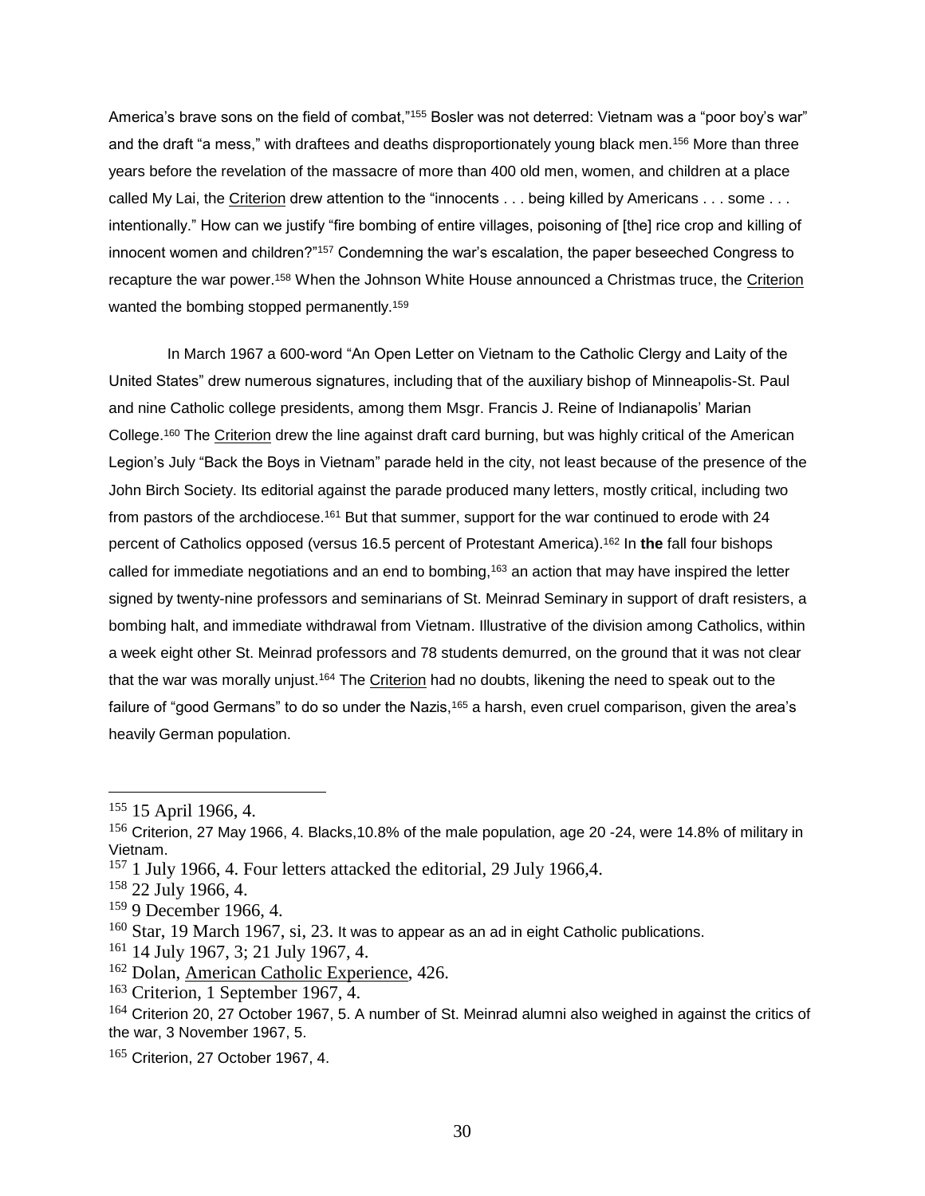America's brave sons on the field of combat,"[155] Bosler was not deterred: Vietnam was a "poor boy's war" and the draft "a mess," with draftees and deaths disproportionately young black men.[156] More than three years before the revelation of the massacre of more than 400 old men, women, and children at a place called My Lai, the Criterion drew attention to the "innocents . . . being killed by Americans . . . some . . . intentionally." How can we justify "fire bombing of entire villages, poisoning of [the] rice crop and killing of innocent women and children?"[157] Condemning the war's escalation, the paper beseeched Congress to recapture the war power.[158] When the Johnson White House announced a Christmas truce, the Criterion wanted the bombing stopped permanently.[159]

In March 1967 a 600-word "An Open Letter on Vietnam to the Catholic Clergy and Laity of the United States" drew numerous signatures, including that of the auxiliary bishop of Minneapolis-St. Paul and nine Catholic college presidents, among them Msgr. Francis J. Reine of Indianapolis' Marian College.[160] The Criterion drew the line against draft card burning, but was highly critical of the American Legion's July "Back the Boys in Vietnam" parade held in the city, not least because of the presence of the John Birch Society. Its editorial against the parade produced many letters, mostly critical, including two from pastors of the archdiocese.[161] But that summer, support for the war continued to erode with 24 percent of Catholics opposed (versus 16.5 percent of Protestant America).[162] In **the** fall four bishops called for immediate negotiations and an end to bombing,[163] an action that may have inspired the letter signed by twenty-nine professors and seminarians of St. Meinrad Seminary in support of draft resisters, a bombing halt, and immediate withdrawal from Vietnam. Illustrative of the division among Catholics, within a week eight other St. Meinrad professors and 78 students demurred, on the ground that it was not clear that the war was morally unjust.[164] The Criterion had no doubts, likening the need to speak out to the failure of "good Germans" to do so under the Nazis,[165] a harsh, even cruel comparison, given the area's heavily German population.

---

[155] 15 April 1966, 4.

[156] Criterion, 27 May 1966, 4. Blacks,10.8% of the male population, age 20 -24, were 14.8% of military in Vietnam.

[157] 1 July 1966, 4. Four letters attacked the editorial, 29 July 1966,4.

[158] 22 July 1966, 4.

[159] 9 December 1966, 4.

[160] Star, 19 March 1967, si, 23. It was to appear as an ad in eight Catholic publications.

[161] 14 July 1967, 3; 21 July 1967, 4.

[162] Dolan, American Catholic Experience, 426.

[163] Criterion, 1 September 1967, 4.

[164] Criterion 20, 27 October 1967, 5. A number of St. Meinrad alumni also weighed in against the critics of the war, 3 November 1967, 5.

[165] Criterion, 27 October 1967, 4.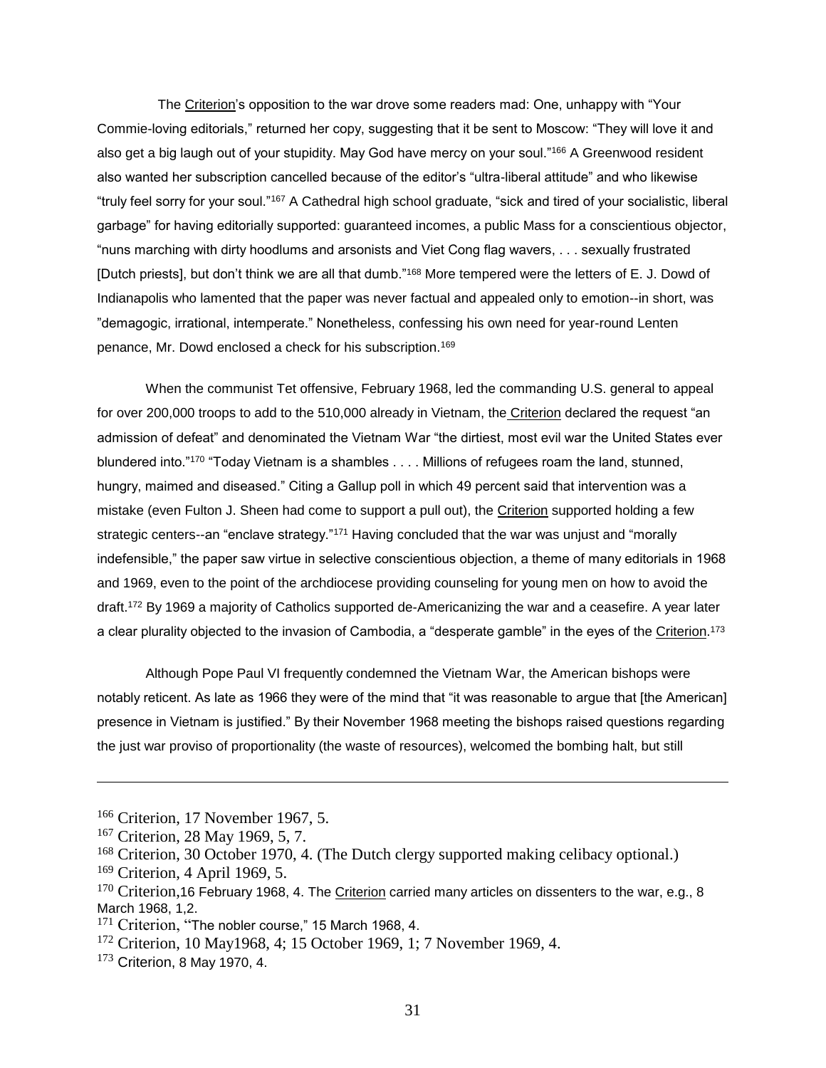The Criterion's opposition to the war drove some readers mad: One, unhappy with "Your Commie-loving editorials," returned her copy, suggesting that it be sent to Moscow: "They will love it and also get a big laugh out of your stupidity. May God have mercy on your soul."[166] A Greenwood resident also wanted her subscription cancelled because of the editor's "ultra-liberal attitude" and who likewise "truly feel sorry for your soul."[167] A Cathedral high school graduate, "sick and tired of your socialistic, liberal garbage" for having editorially supported: guaranteed incomes, a public Mass for a conscientious objector, "nuns marching with dirty hoodlums and arsonists and Viet Cong flag wavers, . . . sexually frustrated [Dutch priests], but don't think we are all that dumb."[168] More tempered were the letters of E. J. Dowd of Indianapolis who lamented that the paper was never factual and appealed only to emotion--in short, was "demagogic, irrational, intemperate." Nonetheless, confessing his own need for year-round Lenten penance, Mr. Dowd enclosed a check for his subscription.[169]

When the communist Tet offensive, February 1968, led the commanding U.S. general to appeal for over 200,000 troops to add to the 510,000 already in Vietnam, the Criterion declared the request "an admission of defeat" and denominated the Vietnam War "the dirtiest, most evil war the United States ever blundered into."[170] "Today Vietnam is a shambles . . . . Millions of refugees roam the land, stunned, hungry, maimed and diseased." Citing a Gallup poll in which 49 percent said that intervention was a mistake (even Fulton J. Sheen had come to support a pull out), the Criterion supported holding a few strategic centers--an "enclave strategy."[171] Having concluded that the war was unjust and "morally indefensible," the paper saw virtue in selective conscientious objection, a theme of many editorials in 1968 and 1969, even to the point of the archdiocese providing counseling for young men on how to avoid the draft.[172] By 1969 a majority of Catholics supported de-Americanizing the war and a ceasefire. A year later a clear plurality objected to the invasion of Cambodia, a "desperate gamble" in the eyes of the Criterion.[173]

Although Pope Paul VI frequently condemned the Vietnam War, the American bishops were notably reticent. As late as 1966 they were of the mind that "it was reasonable to argue that [the American] presence in Vietnam is justified." By their November 1968 meeting the bishops raised questions regarding the just war proviso of proportionality (the waste of resources), welcomed the bombing halt, but still

---

166 Criterion, 17 November 1967, 5.

167 Criterion, 28 May 1969, 5, 7.

168 Criterion, 30 October 1970, 4. (The Dutch clergy supported making celibacy optional.)

169 Criterion, 4 April 1969, 5.

170 Criterion,16 February 1968, 4. The Criterion carried many articles on dissenters to the war, e.g., 8 March 1968, 1,2.

171 Criterion, "The nobler course," 15 March 1968, 4.

172 Criterion, 10 May1968, 4; 15 October 1969, 1; 7 November 1969, 4.

173 Criterion, 8 May 1970, 4.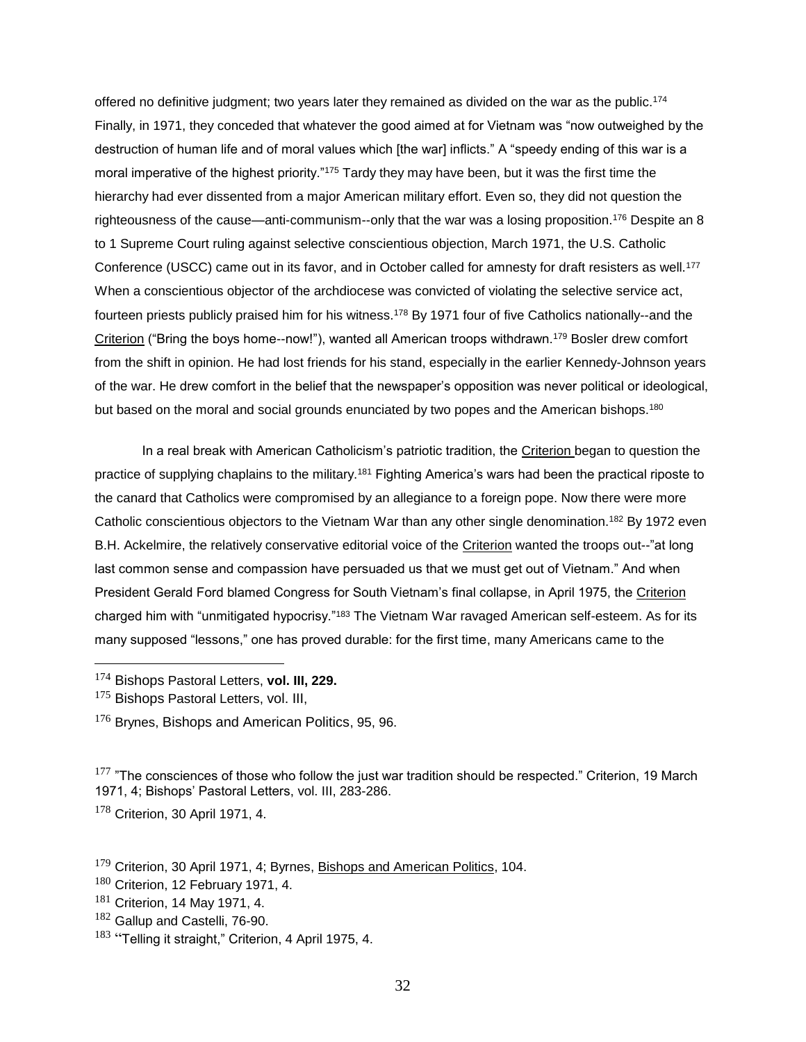offered no definitive judgment; two years later they remained as divided on the war as the public.[174] Finally, in 1971, they conceded that whatever the good aimed at for Vietnam was "now outweighed by the destruction of human life and of moral values which [the war] inflicts." A "speedy ending of this war is a moral imperative of the highest priority."[175] Tardy they may have been, but it was the first time the hierarchy had ever dissented from a major American military effort. Even so, they did not question the righteousness of the cause—anti-communism--only that the war was a losing proposition.[176] Despite an 8 to 1 Supreme Court ruling against selective conscientious objection, March 1971, the U.S. Catholic Conference (USCC) came out in its favor, and in October called for amnesty for draft resisters as well.[177] When a conscientious objector of the archdiocese was convicted of violating the selective service act, fourteen priests publicly praised him for his witness.[178] By 1971 four of five Catholics nationally--and the Criterion ("Bring the boys home--now!"), wanted all American troops withdrawn.[179] Bosler drew comfort from the shift in opinion. He had lost friends for his stand, especially in the earlier Kennedy-Johnson years of the war. He drew comfort in the belief that the newspaper's opposition was never political or ideological, but based on the moral and social grounds enunciated by two popes and the American bishops.[180]

In a real break with American Catholicism's patriotic tradition, the Criterion began to question the practice of supplying chaplains to the military.[181] Fighting America's wars had been the practical riposte to the canard that Catholics were compromised by an allegiance to a foreign pope. Now there were more Catholic conscientious objectors to the Vietnam War than any other single denomination.[182] By 1972 even B.H. Ackelmire, the relatively conservative editorial voice of the Criterion wanted the troops out--"at long last common sense and compassion have persuaded us that we must get out of Vietnam." And when President Gerald Ford blamed Congress for South Vietnam's final collapse, in April 1975, the Criterion charged him with "unmitigated hypocrisy."[183] The Vietnam War ravaged American self-esteem. As for its many supposed "lessons," one has proved durable: for the first time, many Americans came to the

---

[174] Bishops Pastoral Letters, **vol. III, 229.**

[175] Bishops Pastoral Letters, vol. III,

[176] Brynes, Bishops and American Politics, 95, 96.

[177] "The consciences of those who follow the just war tradition should be respected." Criterion, 19 March 1971, 4; Bishops' Pastoral Letters, vol. III, 283-286.

[178] Criterion, 30 April 1971, 4.

[179] Criterion, 30 April 1971, 4; Byrnes, Bishops and American Politics, 104.

[180] Criterion, 12 February 1971, 4.

[181] Criterion, 14 May 1971, 4.

[182] Gallup and Castelli, 76-90.

[183] "Telling it straight," Criterion, 4 April 1975, 4.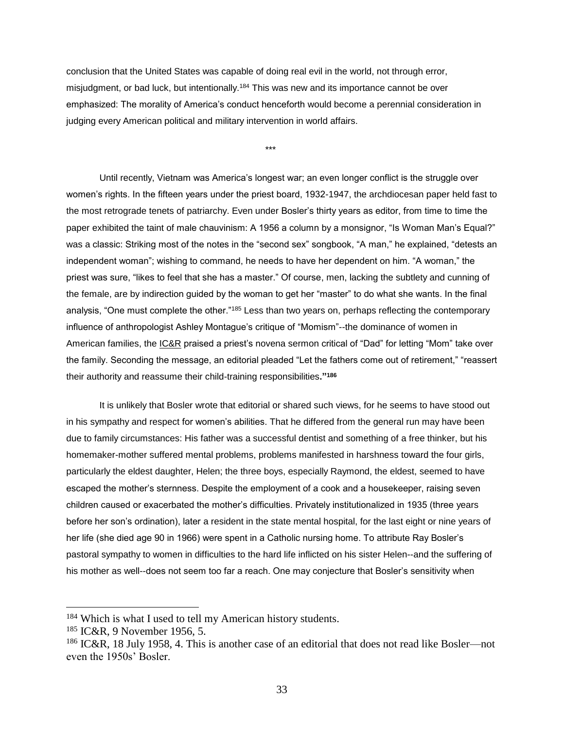conclusion that the United States was capable of doing real evil in the world, not through error, misjudgment, or bad luck, but intentionally.[184] This was new and its importance cannot be over emphasized: The morality of America's conduct henceforth would become a perennial consideration in judging every American political and military intervention in world affairs.

\*\*\*

Until recently, Vietnam was America's longest war; an even longer conflict is the struggle over women's rights. In the fifteen years under the priest board, 1932-1947, the archdiocesan paper held fast to the most retrograde tenets of patriarchy. Even under Bosler's thirty years as editor, from time to time the paper exhibited the taint of male chauvinism: A 1956 a column by a monsignor, "Is Woman Man's Equal?" was a classic: Striking most of the notes in the "second sex" songbook, "A man," he explained, "detests an independent woman"; wishing to command, he needs to have her dependent on him. "A woman," the priest was sure, "likes to feel that she has a master." Of course, men, lacking the subtlety and cunning of the female, are by indirection guided by the woman to get her "master" to do what she wants. In the final analysis, "One must complete the other."[185] Less than two years on, perhaps reflecting the contemporary influence of anthropologist Ashley Montague's critique of "Momism"--the dominance of women in American families, the IC&R praised a priest's novena sermon critical of "Dad" for letting "Mom" take over the family. Seconding the message, an editorial pleaded "Let the fathers come out of retirement," "reassert their authority and reassume their child-training responsibilities**."**[186]

It is unlikely that Bosler wrote that editorial or shared such views, for he seems to have stood out in his sympathy and respect for women's abilities. That he differed from the general run may have been due to family circumstances: His father was a successful dentist and something of a free thinker, but his homemaker-mother suffered mental problems, problems manifested in harshness toward the four girls, particularly the eldest daughter, Helen; the three boys, especially Raymond, the eldest, seemed to have escaped the mother's sternness. Despite the employment of a cook and a housekeeper, raising seven children caused or exacerbated the mother's difficulties. Privately institutionalized in 1935 (three years before her son's ordination), later a resident in the state mental hospital, for the last eight or nine years of her life (she died age 90 in 1966) were spent in a Catholic nursing home. To attribute Ray Bosler's pastoral sympathy to women in difficulties to the hard life inflicted on his sister Helen--and the suffering of his mother as well--does not seem too far a reach. One may conjecture that Bosler's sensitivity when

---

[184] Which is what I used to tell my American history students.

[185] IC&R, 9 November 1956, 5.

[186] IC&R, 18 July 1958, 4. This is another case of an editorial that does not read like Bosler—not even the 1950s' Bosler.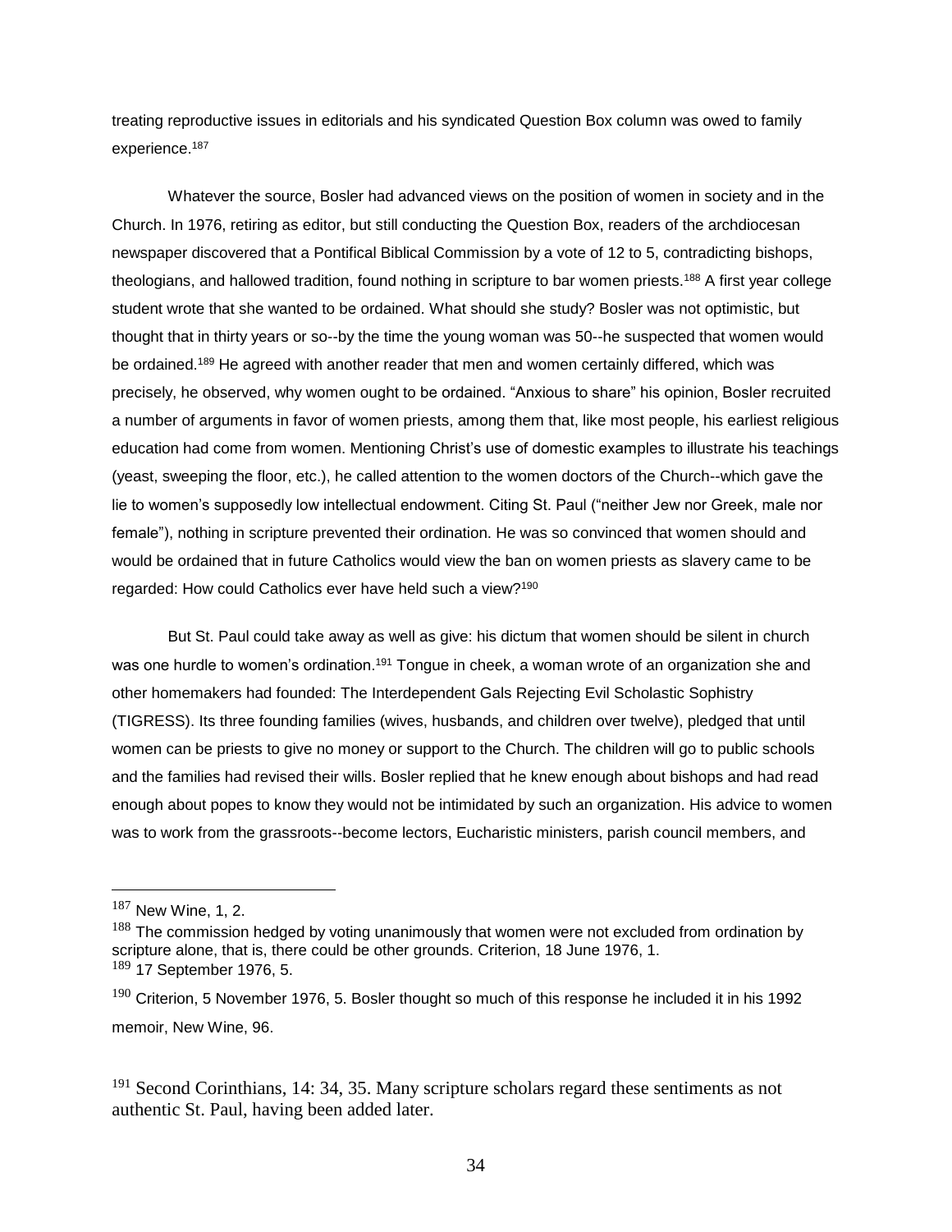treating reproductive issues in editorials and his syndicated Question Box column was owed to family experience.[187]

Whatever the source, Bosler had advanced views on the position of women in society and in the Church. In 1976, retiring as editor, but still conducting the Question Box, readers of the archdiocesan newspaper discovered that a Pontifical Biblical Commission by a vote of 12 to 5, contradicting bishops, theologians, and hallowed tradition, found nothing in scripture to bar women priests.[188] A first year college student wrote that she wanted to be ordained. What should she study? Bosler was not optimistic, but thought that in thirty years or so--by the time the young woman was 50--he suspected that women would be ordained.[189] He agreed with another reader that men and women certainly differed, which was precisely, he observed, why women ought to be ordained. "Anxious to share" his opinion, Bosler recruited a number of arguments in favor of women priests, among them that, like most people, his earliest religious education had come from women. Mentioning Christ's use of domestic examples to illustrate his teachings (yeast, sweeping the floor, etc.), he called attention to the women doctors of the Church--which gave the lie to women's supposedly low intellectual endowment. Citing St. Paul ("neither Jew nor Greek, male nor female"), nothing in scripture prevented their ordination. He was so convinced that women should and would be ordained that in future Catholics would view the ban on women priests as slavery came to be regarded: How could Catholics ever have held such a view?[190]

But St. Paul could take away as well as give: his dictum that women should be silent in church was one hurdle to women's ordination.[191] Tongue in cheek, a woman wrote of an organization she and other homemakers had founded: The Interdependent Gals Rejecting Evil Scholastic Sophistry (TIGRESS). Its three founding families (wives, husbands, and children over twelve), pledged that until women can be priests to give no money or support to the Church. The children will go to public schools and the families had revised their wills. Bosler replied that he knew enough about bishops and had read enough about popes to know they would not be intimidated by such an organization. His advice to women was to work from the grassroots--become lectors, Eucharistic ministers, parish council members, and

---

[187] New Wine, 1, 2.

[188] The commission hedged by voting unanimously that women were not excluded from ordination by scripture alone, that is, there could be other grounds. Criterion, 18 June 1976, 1.

[189] 17 September 1976, 5.

[190] Criterion, 5 November 1976, 5. Bosler thought so much of this response he included it in his 1992 memoir, New Wine, 96.

[191] Second Corinthians, 14: 34, 35. Many scripture scholars regard these sentiments as not authentic St. Paul, having been added later.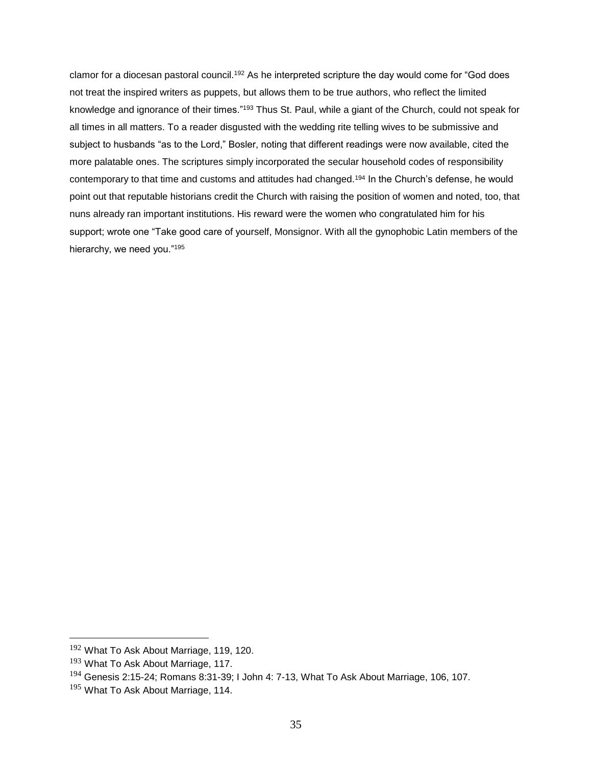clamor for a diocesan pastoral council.[192] As he interpreted scripture the day would come for "God does not treat the inspired writers as puppets, but allows them to be true authors, who reflect the limited knowledge and ignorance of their times."[193] Thus St. Paul, while a giant of the Church, could not speak for all times in all matters. To a reader disgusted with the wedding rite telling wives to be submissive and subject to husbands "as to the Lord," Bosler, noting that different readings were now available, cited the more palatable ones. The scriptures simply incorporated the secular household codes of responsibility contemporary to that time and customs and attitudes had changed.[194] In the Church's defense, he would point out that reputable historians credit the Church with raising the position of women and noted, too, that nuns already ran important institutions. His reward were the women who congratulated him for his support; wrote one "Take good care of yourself, Monsignor. With all the gynophobic Latin members of the hierarchy, we need you."[195]

---

[192] What To Ask About Marriage, 119, 120.

[193] What To Ask About Marriage, 117.

[194] Genesis 2:15-24; Romans 8:31-39; I John 4: 7-13, What To Ask About Marriage, 106, 107.

[195] What To Ask About Marriage, 114.